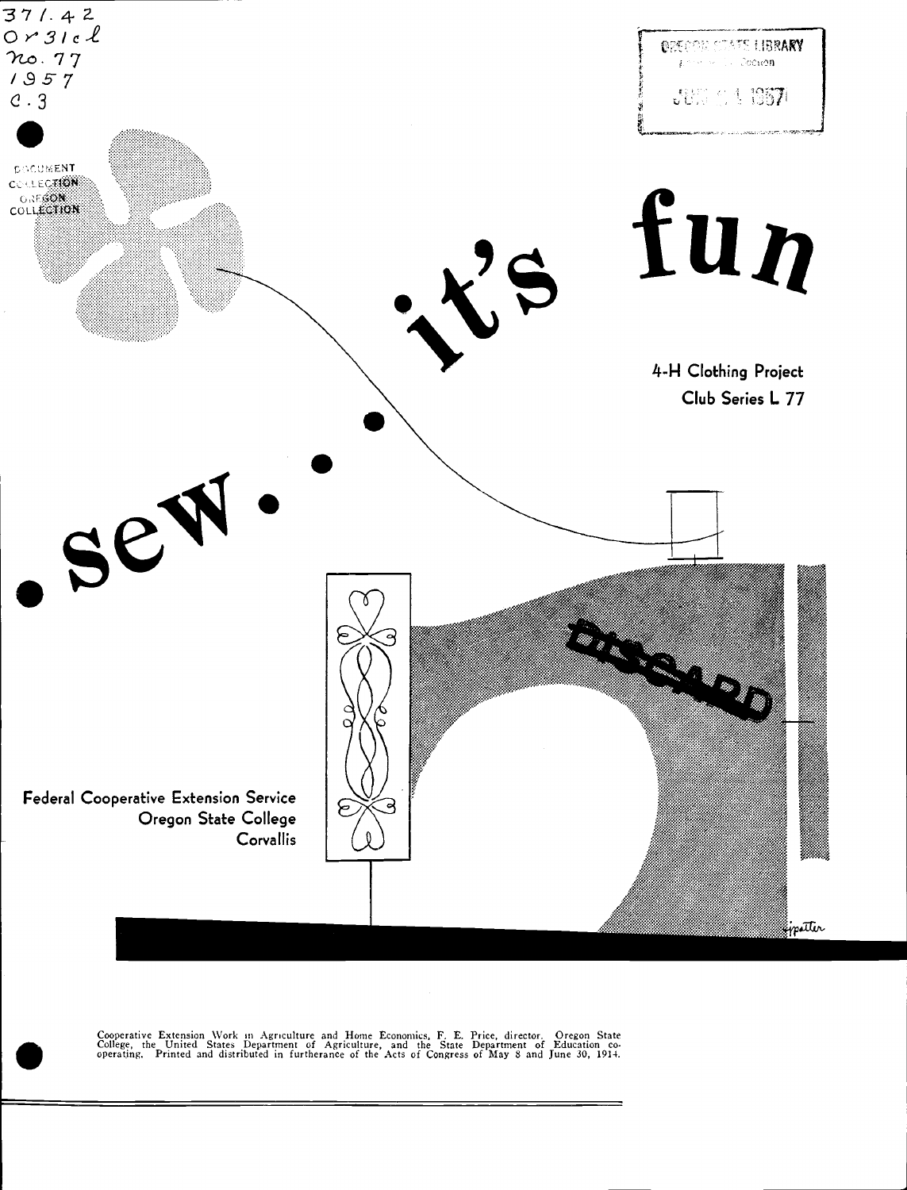371.42
Or31cl
no. 77
1957
c. 3

DOCUMENT COLLECTION
OREGON COLLECTION

OREGON STATE LIBRARY

# sew . . . it's fun

4-H Clothing Project
Club Series L 77

DISCARD

Federal Cooperative Extension Service
Oregon State College
Corvallis

Cooperative Extension Work in Agriculture and Home Economics, F. E. Price, director. Oregon State College, the United States Department of Agriculture, and the State Department of Education cooperating. Printed and distributed in furtherance of the Acts of Congress of May 8 and June 30, 1914.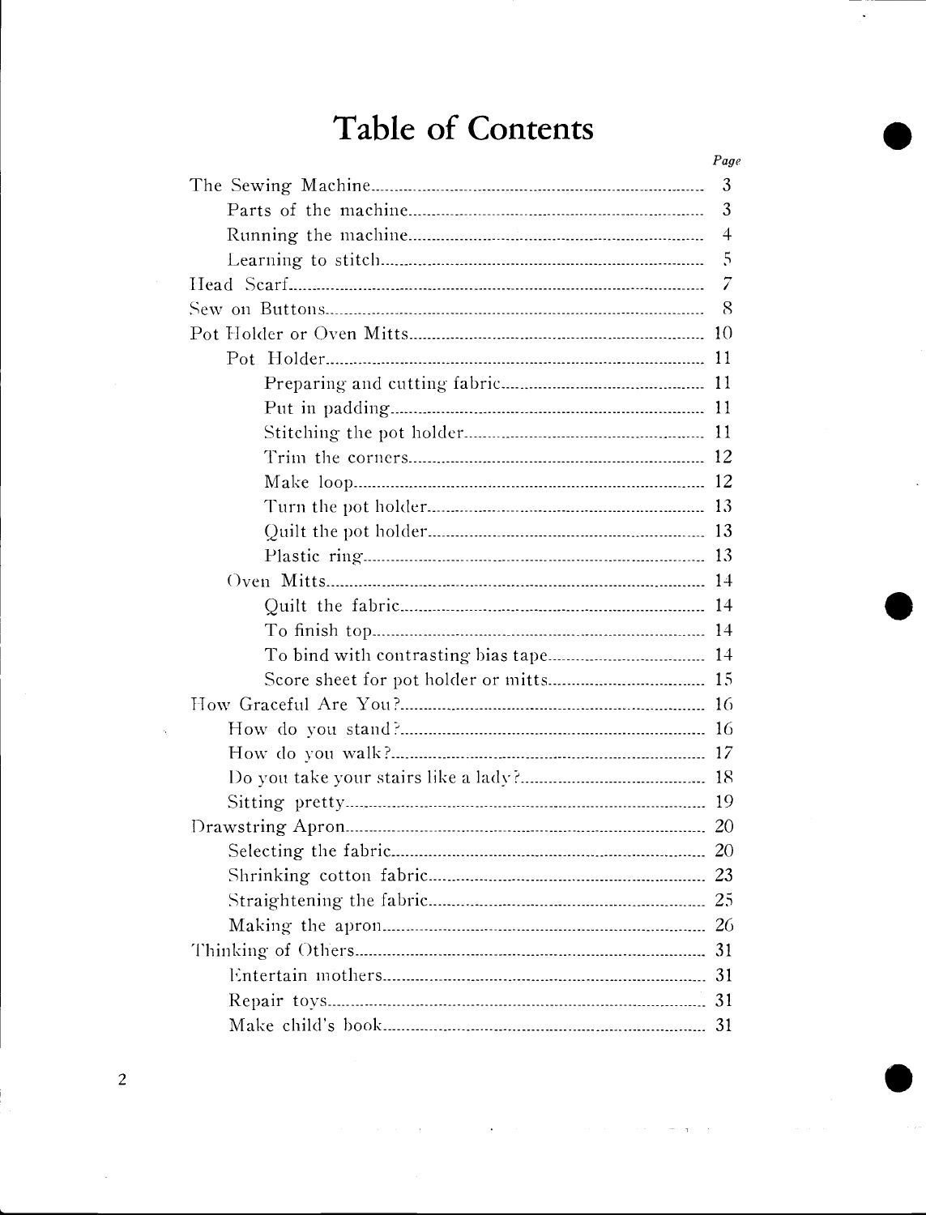# Table of Contents

| | Page |
|---|---|
| The Sewing Machine | 3 |
| &nbsp;&nbsp;&nbsp;&nbsp;Parts of the machine | 3 |
| &nbsp;&nbsp;&nbsp;&nbsp;Running the machine | 4 |
| &nbsp;&nbsp;&nbsp;&nbsp;Learning to stitch | 5 |
| Head Scarf | 7 |
| Sew on Buttons | 8 |
| Pot Holder or Oven Mitts | 10 |
| &nbsp;&nbsp;&nbsp;&nbsp;Pot Holder | 11 |
| &nbsp;&nbsp;&nbsp;&nbsp;&nbsp;&nbsp;&nbsp;&nbsp;Preparing and cutting fabric | 11 |
| &nbsp;&nbsp;&nbsp;&nbsp;&nbsp;&nbsp;&nbsp;&nbsp;Put in padding | 11 |
| &nbsp;&nbsp;&nbsp;&nbsp;&nbsp;&nbsp;&nbsp;&nbsp;Stitching the pot holder | 11 |
| &nbsp;&nbsp;&nbsp;&nbsp;&nbsp;&nbsp;&nbsp;&nbsp;Trim the corners | 12 |
| &nbsp;&nbsp;&nbsp;&nbsp;&nbsp;&nbsp;&nbsp;&nbsp;Make loop | 12 |
| &nbsp;&nbsp;&nbsp;&nbsp;&nbsp;&nbsp;&nbsp;&nbsp;Turn the pot holder | 13 |
| &nbsp;&nbsp;&nbsp;&nbsp;&nbsp;&nbsp;&nbsp;&nbsp;Quilt the pot holder | 13 |
| &nbsp;&nbsp;&nbsp;&nbsp;&nbsp;&nbsp;&nbsp;&nbsp;Plastic ring | 13 |
| &nbsp;&nbsp;&nbsp;&nbsp;Oven Mitts | 14 |
| &nbsp;&nbsp;&nbsp;&nbsp;&nbsp;&nbsp;&nbsp;&nbsp;Quilt the fabric | 14 |
| &nbsp;&nbsp;&nbsp;&nbsp;&nbsp;&nbsp;&nbsp;&nbsp;To finish top | 14 |
| &nbsp;&nbsp;&nbsp;&nbsp;&nbsp;&nbsp;&nbsp;&nbsp;To bind with contrasting bias tape | 14 |
| &nbsp;&nbsp;&nbsp;&nbsp;&nbsp;&nbsp;&nbsp;&nbsp;Score sheet for pot holder or mitts | 15 |
| How Graceful Are You? | 16 |
| &nbsp;&nbsp;&nbsp;&nbsp;How do you stand? | 16 |
| &nbsp;&nbsp;&nbsp;&nbsp;How do you walk? | 17 |
| &nbsp;&nbsp;&nbsp;&nbsp;Do you take your stairs like a lady? | 18 |
| &nbsp;&nbsp;&nbsp;&nbsp;Sitting pretty | 19 |
| Drawstring Apron | 20 |
| &nbsp;&nbsp;&nbsp;&nbsp;Selecting the fabric | 20 |
| &nbsp;&nbsp;&nbsp;&nbsp;Shrinking cotton fabric | 23 |
| &nbsp;&nbsp;&nbsp;&nbsp;Straightening the fabric | 25 |
| &nbsp;&nbsp;&nbsp;&nbsp;Making the apron | 26 |
| Thinking of Others | 31 |
| &nbsp;&nbsp;&nbsp;&nbsp;Entertain mothers | 31 |
| &nbsp;&nbsp;&nbsp;&nbsp;Repair toys | 31 |
| &nbsp;&nbsp;&nbsp;&nbsp;Make child's book | 31 |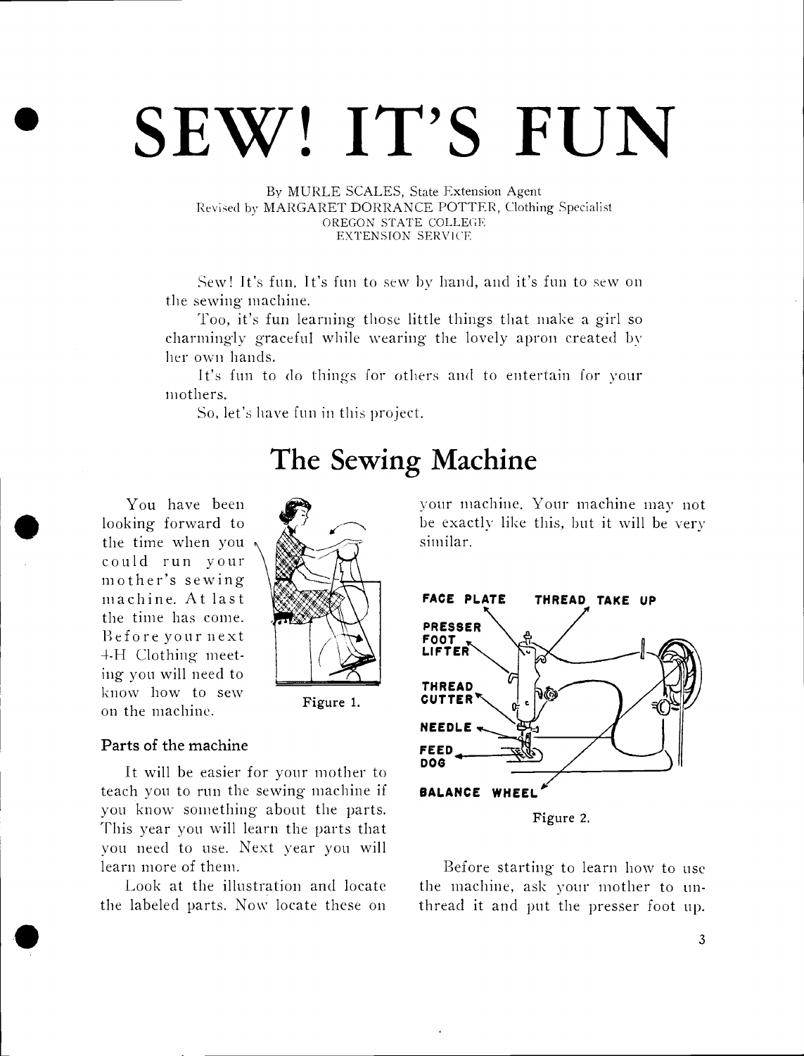# SEW! IT'S FUN

By MURLE SCALES, State Extension Agent
Revised by MARGARET DORRANCE POTTER, Clothing Specialist
OREGON STATE COLLEGE
EXTENSION SERVICE

Sew! It's fun. It's fun to sew by hand, and it's fun to sew on the sewing machine.

Too, it's fun learning those little things that make a girl so charmingly graceful while wearing the lovely apron created by her own hands.

It's fun to do things for others and to entertain for your mothers.

So, let's have fun in this project.

## The Sewing Machine

You have been looking forward to the time when you could run your mother's sewing machine. At last the time has come. Before your next 4-H Clothing meeting you will need to know how to sew on the machine.

Figure 1.

### Parts of the machine

It will be easier for your mother to teach you to run the sewing machine if you know something about the parts. This year you will learn the parts that you need to use. Next year you will learn more of them.

Look at the illustration and locate the labeled parts. Now locate these on your machine. Your machine may not be exactly like this, but it will be very similar.

FACE PLATE, THREAD TAKE UP, PRESSER FOOT LIFTER, THREAD CUTTER, NEEDLE, FEED DOG, BALANCE WHEEL

Figure 2.

Before starting to learn how to use the machine, ask your mother to unthread it and put the presser foot up.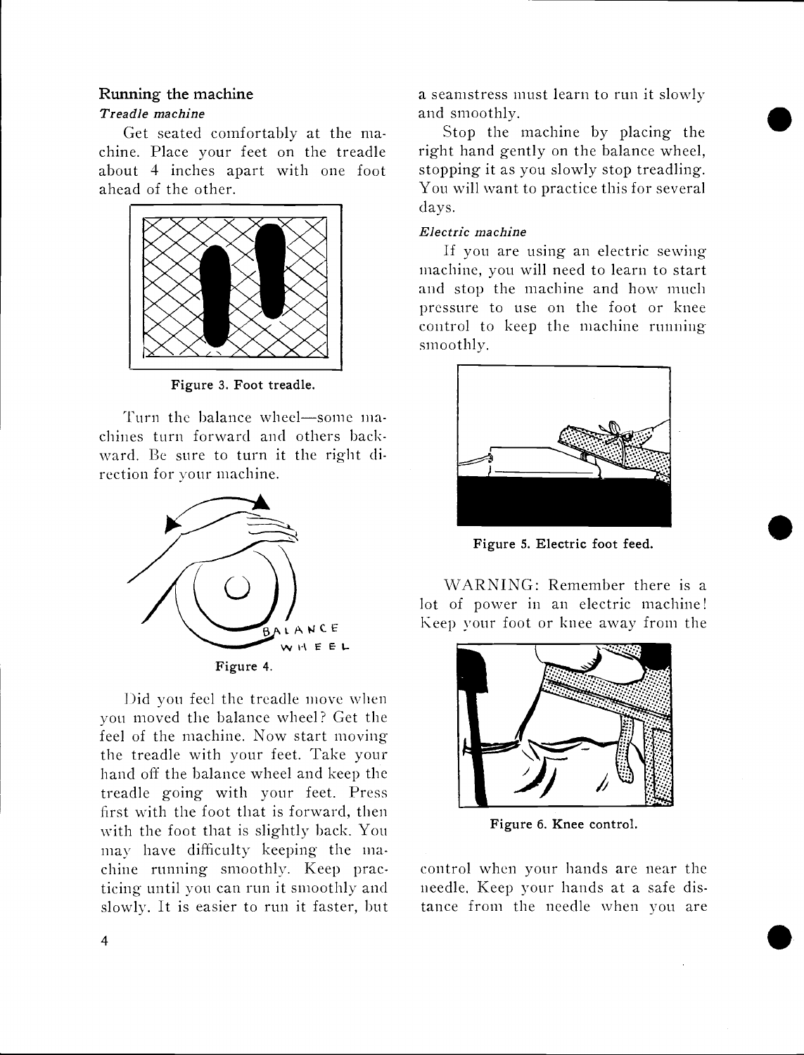## Running the machine

### *Treadle machine*

Get seated comfortably at the machine. Place your feet on the treadle about 4 inches apart with one foot ahead of the other.

Figure 3. Foot treadle.

Turn the balance wheel—some machines turn forward and others backward. Be sure to turn it the right direction for your machine.

Figure 4.

Did you feel the treadle move when you moved the balance wheel? Get the feel of the machine. Now start moving the treadle with your feet. Take your hand off the balance wheel and keep the treadle going with your feet. Press first with the foot that is forward, then with the foot that is slightly back. You may have difficulty keeping the machine running smoothly. Keep practicing until you can run it smoothly and slowly. It is easier to run it faster, but a seamstress must learn to run it slowly and smoothly.

Stop the machine by placing the right hand gently on the balance wheel, stopping it as you slowly stop treadling. You will want to practice this for several days.

### *Electric machine*

If you are using an electric sewing machine, you will need to learn to start and stop the machine and how much pressure to use on the foot or knee control to keep the machine running smoothly.

Figure 5. Electric foot feed.

WARNING: Remember there is a lot of power in an electric machine! Keep your foot or knee away from the control when your hands are near the needle. Keep your hands at a safe distance from the needle when you are

Figure 6. Knee control.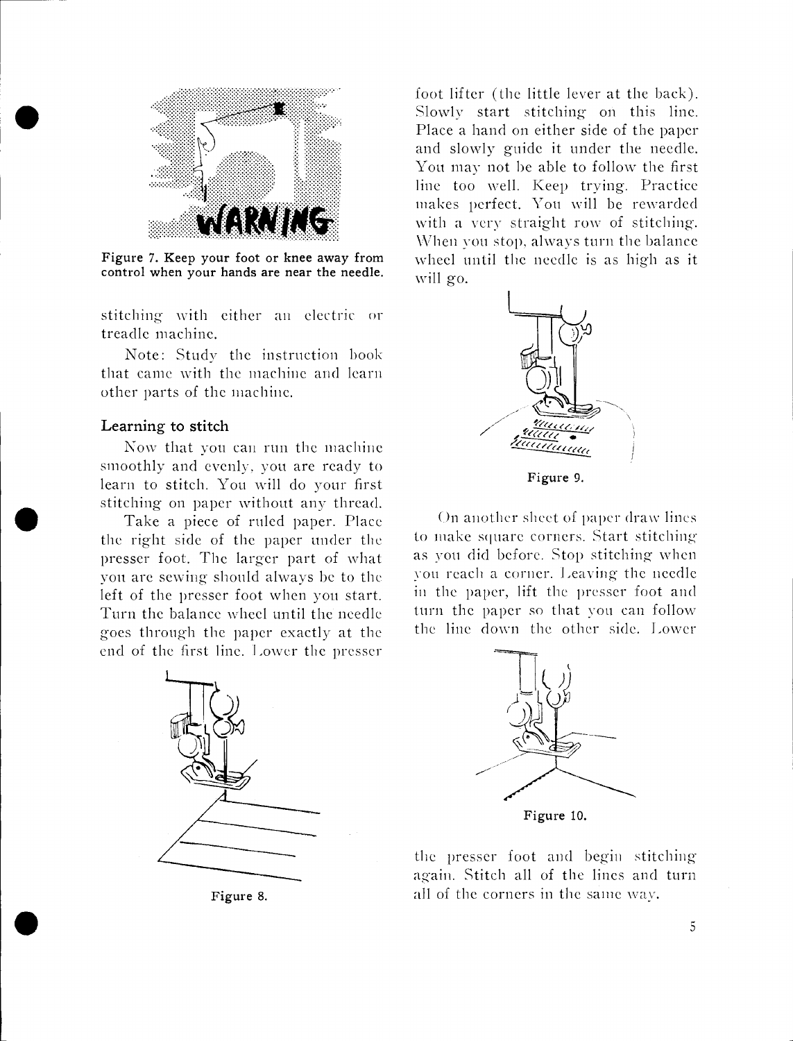Figure 7. Keep your foot or knee away from control when your hands are near the needle.

stitching with either an electric or treadle machine.

Note: Study the instruction book that came with the machine and learn other parts of the machine.

### Learning to stitch

Now that you can run the machine smoothly and evenly, you are ready to learn to stitch. You will do your first stitching on paper without any thread.

Take a piece of ruled paper. Place the right side of the paper under the presser foot. The larger part of what you are sewing should always be to the left of the presser foot when you start. Turn the balance wheel until the needle goes through the paper exactly at the end of the first line. Lower the presser foot lifter (the little lever at the back). Slowly start stitching on this line. Place a hand on either side of the paper and slowly guide it under the needle. You may not be able to follow the first line too well. Keep trying. Practice makes perfect. You will be rewarded with a very straight row of stitching. When you stop, always turn the balance wheel until the needle is as high as it will go.

Figure 8.

Figure 9.

On another sheet of paper draw lines to make square corners. Start stitching as you did before. Stop stitching when you reach a corner. Leaving the needle in the paper, lift the presser foot and turn the paper so that you can follow the line down the other side. Lower the presser foot and begin stitching again. Stitch all of the lines and turn all of the corners in the same way.

Figure 10.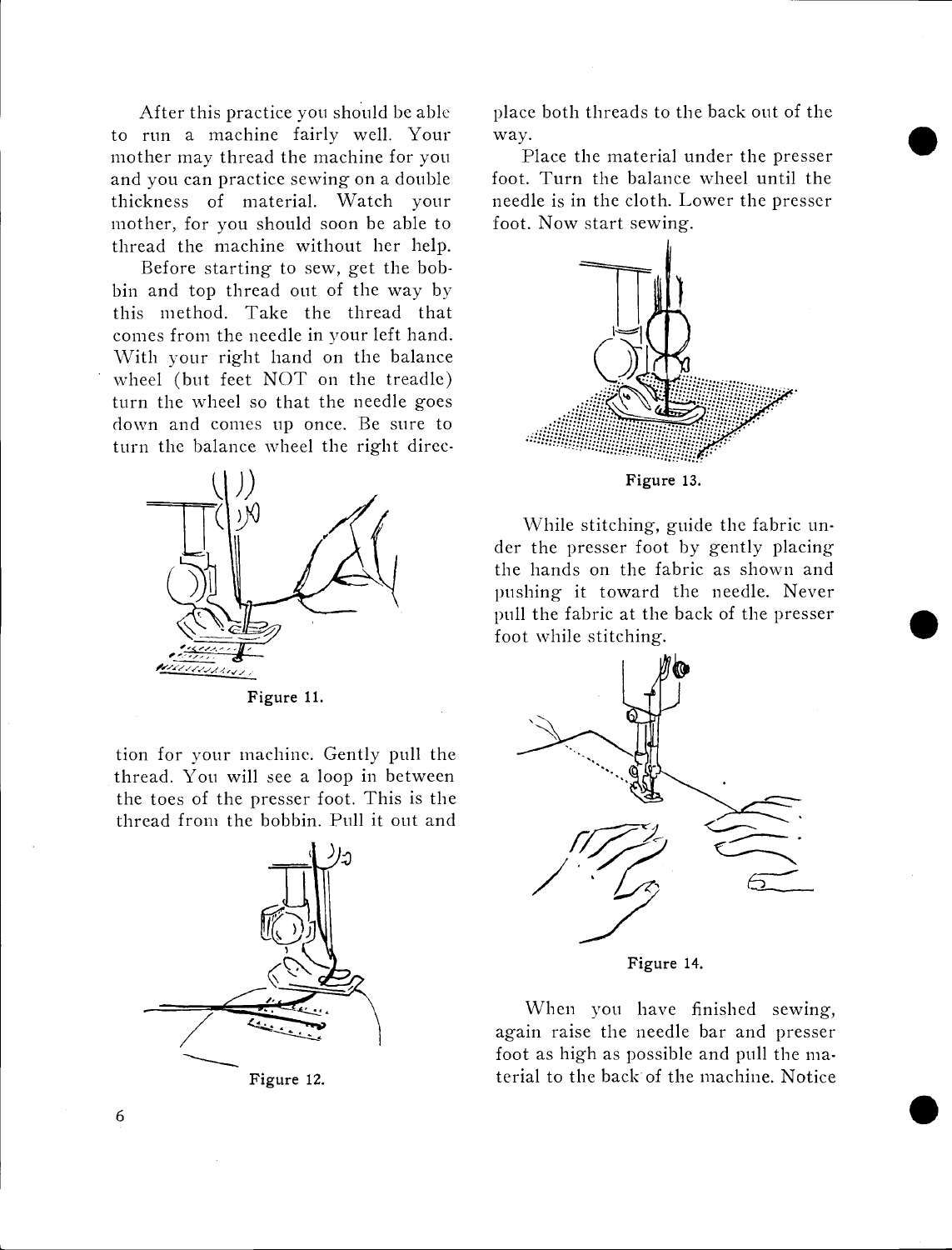After this practice you should be able to run a machine fairly well. Your mother may thread the machine for you and you can practice sewing on a double thickness of material. Watch your mother, for you should soon be able to thread the machine without her help.

Before starting to sew, get the bobbin and top thread out of the way by this method. Take the thread that comes from the needle in your left hand. With your right hand on the balance wheel (but feet NOT on the treadle) turn the wheel so that the needle goes down and comes up once. Be sure to turn the balance wheel the right direction for your machine. Gently pull the thread. You will see a loop in between the toes of the presser foot. This is the thread from the bobbin. Pull it out and place both threads to the back out of the way.

Figure 11.

Figure 12.

Place the material under the presser foot. Turn the balance wheel until the needle is in the cloth. Lower the presser foot. Now start sewing.

Figure 13.

While stitching, guide the fabric under the presser foot by gently placing the hands on the fabric as shown and pushing it toward the needle. Never pull the fabric at the back of the presser foot while stitching.

Figure 14.

When you have finished sewing, again raise the needle bar and presser foot as high as possible and pull the material to the back of the machine. Notice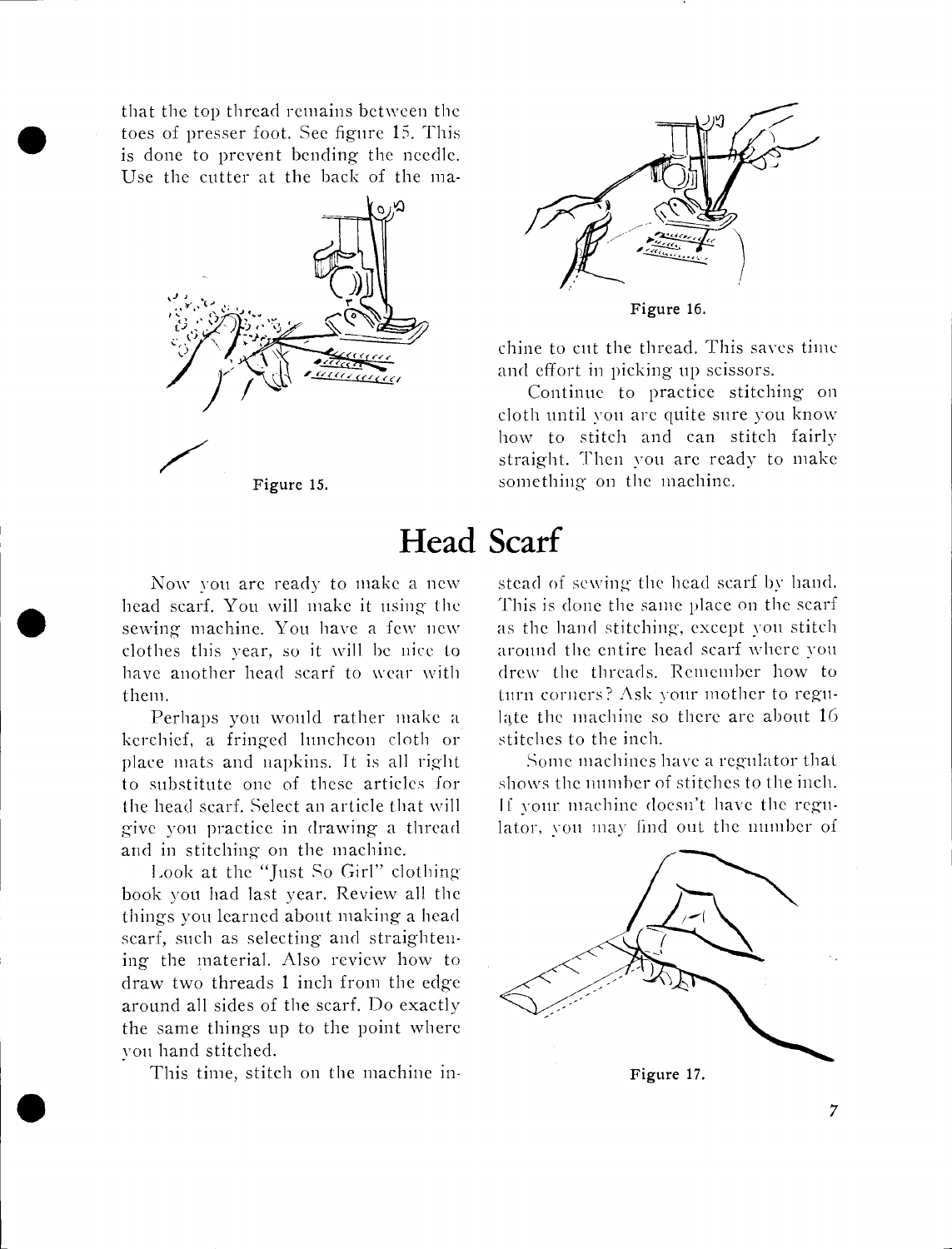that the top thread remains between the toes of presser foot. See figure 15. This is done to prevent bending the needle. Use the cutter at the back of the machine to cut the thread. This saves time and effort in picking up scissors.

Figure 15.

Figure 16.

Continue to practice stitching on cloth until you are quite sure you know how to stitch and can stitch fairly straight. Then you are ready to make something on the machine.

# Head Scarf

Now you are ready to make a new head scarf. You will make it using the sewing machine. You have a few new clothes this year, so it will be nice to have another head scarf to wear with them.

Perhaps you would rather make a kerchief, a fringed luncheon cloth or place mats and napkins. It is all right to substitute one of these articles for the head scarf. Select an article that will give you practice in drawing a thread and in stitching on the machine.

Look at the "Just So Girl" clothing book you had last year. Review all the things you learned about making a head scarf, such as selecting and straightening the material. Also review how to draw two threads 1 inch from the edge around all sides of the scarf. Do exactly the same things up to the point where you hand stitched.

This time, stitch on the machine instead of sewing the head scarf by hand. This is done the same place on the scarf as the hand stitching, except you stitch around the entire head scarf where you drew the threads. Remember how to turn corners? Ask your mother to regulate the machine so there are about 16 stitches to the inch.

Some machines have a regulator that shows the number of stitches to the inch. If your machine doesn't have the regulator, you may find out the number of

Figure 17.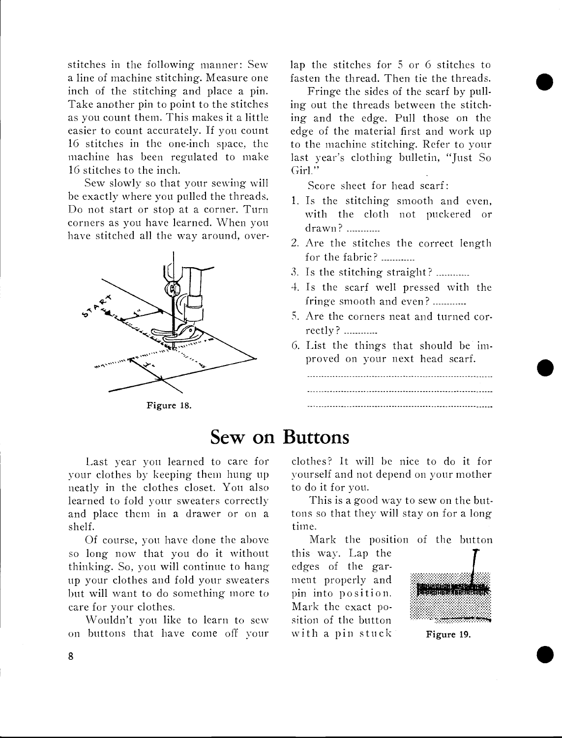stitches in the following manner: Sew a line of machine stitching. Measure one inch of the stitching and place a pin. Take another pin to point to the stitches as you count them. This makes it a little easier to count accurately. If you count 16 stitches in the one-inch space, the machine has been regulated to make 16 stitches to the inch.

Sew slowly so that your sewing will be exactly where you pulled the threads. Do not start or stop at a corner. Turn corners as you have learned. When you have stitched all the way around, overlap the stitches for 5 or 6 stitches to fasten the thread. Then tie the threads.

Figure 18.

Fringe the sides of the scarf by pulling out the threads between the stitching and the edge. Pull those on the edge of the material first and work up to the machine stitching. Refer to your last year's clothing bulletin, "Just So Girl."

Score sheet for head scarf:

1. Is the stitching smooth and even, with the cloth not puckered or drawn? ............
2. Are the stitches the correct length for the fabric? ............
3. Is the stitching straight? ............
4. Is the scarf well pressed with the fringe smooth and even? ............
5. Are the corners neat and turned correctly? ............
6. List the things that should be improved on your next head scarf.

..................................................................

..................................................................

..................................................................

## Sew on Buttons

Last year you learned to care for your clothes by keeping them hung up neatly in the clothes closet. You also learned to fold your sweaters correctly and place them in a drawer or on a shelf.

Of course, you have done the above so long now that you do it without thinking. So, you will continue to hang up your clothes and fold your sweaters but will want to do something more to care for your clothes.

Wouldn't you like to learn to sew on buttons that have come off your clothes? It will be nice to do it for yourself and not depend on your mother to do it for you.

This is a good way to sew on the buttons so that they will stay on for a long time.

Mark the position of the button this way. Lap the edges of the garment properly and pin into position. Mark the exact position of the button with a pin stuck

Figure 19.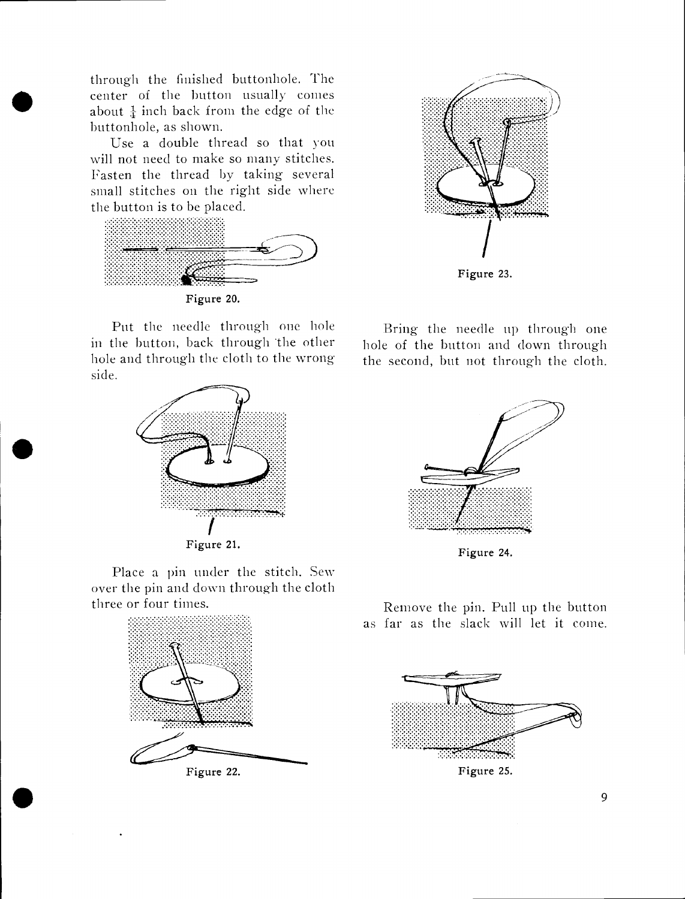through the finished buttonhole. The center of the button usually comes about $\frac{1}{4}$ inch back from the edge of the buttonhole, as shown.

Use a double thread so that you will not need to make so many stitches. Fasten the thread by taking several small stitches on the right side where the button is to be placed.

Figure 20.

Put the needle through one hole in the button, back through the other hole and through the cloth to the wrong side.

Figure 21.

Place a pin under the stitch. Sew over the pin and down through the cloth three or four times.

Figure 22.

Figure 23.

Bring the needle up through one hole of the button and down through the second, but not through the cloth.

Figure 24.

Remove the pin. Pull up the button as far as the slack will let it come.

Figure 25.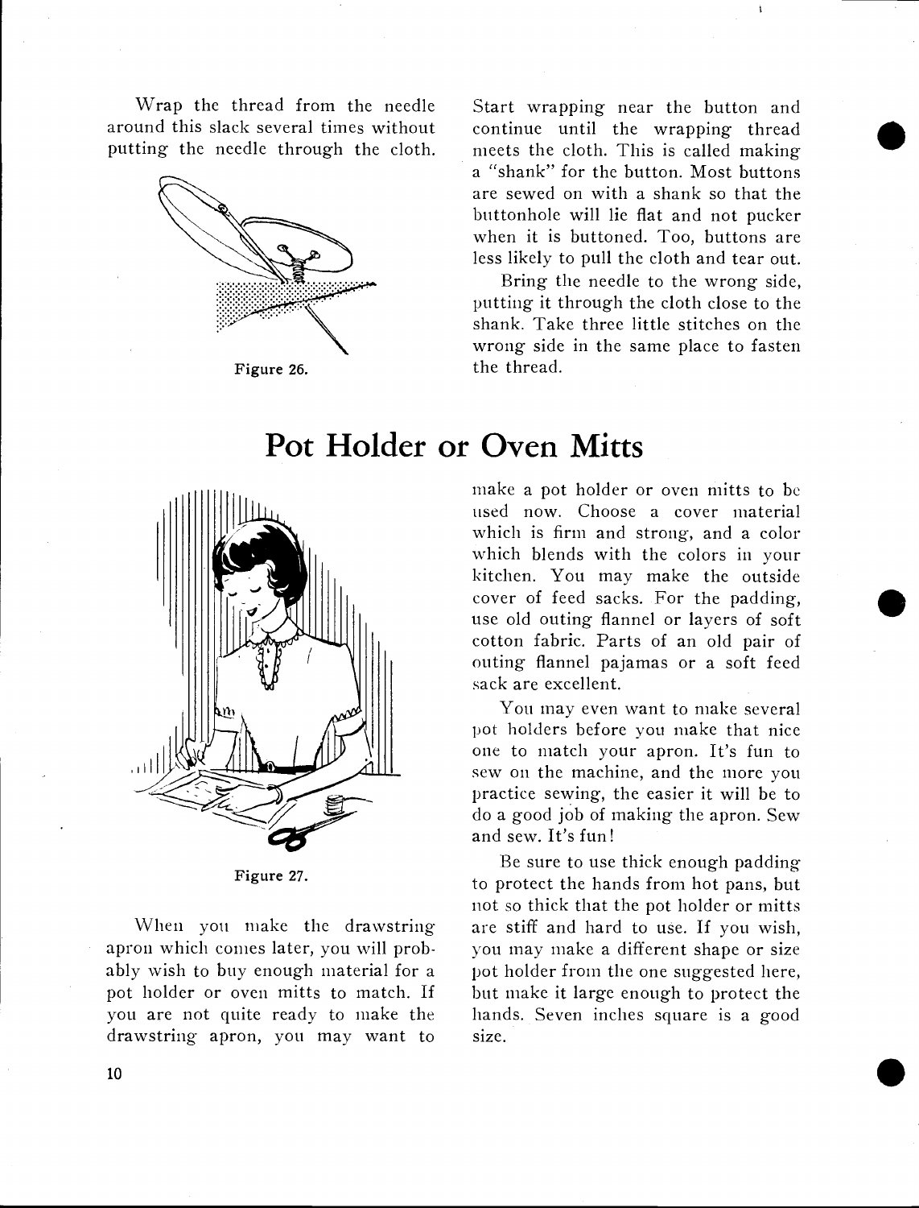Wrap the thread from the needle around this slack several times without putting the needle through the cloth.

Figure 26.

Start wrapping near the button and continue until the wrapping thread meets the cloth. This is called making a "shank" for the button. Most buttons are sewed on with a shank so that the buttonhole will lie flat and not pucker when it is buttoned. Too, buttons are less likely to pull the cloth and tear out.

Bring the needle to the wrong side, putting it through the cloth close to the shank. Take three little stitches on the wrong side in the same place to fasten the thread.

# Pot Holder or Oven Mitts

Figure 27.

When you make the drawstring apron which comes later, you will probably wish to buy enough material for a pot holder or oven mitts to match. If you are not quite ready to make the drawstring apron, you may want to make a pot holder or oven mitts to be used now. Choose a cover material which is firm and strong, and a color which blends with the colors in your kitchen. You may make the outside cover of feed sacks. For the padding, use old outing flannel or layers of soft cotton fabric. Parts of an old pair of outing flannel pajamas or a soft feed sack are excellent.

You may even want to make several pot holders before you make that nice one to match your apron. It's fun to sew on the machine, and the more you practice sewing, the easier it will be to do a good job of making the apron. Sew and sew. It's fun!

Be sure to use thick enough padding to protect the hands from hot pans, but not so thick that the pot holder or mitts are stiff and hard to use. If you wish, you may make a different shape or size pot holder from the one suggested here, but make it large enough to protect the hands. Seven inches square is a good size.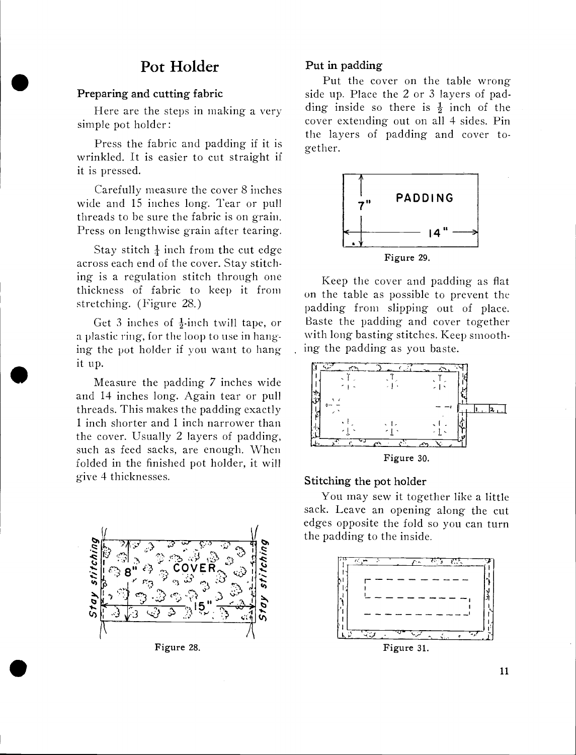# Pot Holder

### Preparing and cutting fabric

Here are the steps in making a very simple pot holder:

Press the fabric and padding if it is wrinkled. It is easier to cut straight if it is pressed.

Carefully measure the cover 8 inches wide and 15 inches long. Tear or pull threads to be sure the fabric is on grain. Press on lengthwise grain after tearing.

Stay stitch $\frac{1}{4}$ inch from the cut edge across each end of the cover. Stay stitching is a regulation stitch through one thickness of fabric to keep it from stretching. (Figure 28.)

Get 3 inches of $\frac{1}{2}$-inch twill tape, or a plastic ring, for the loop to use in hanging the pot holder if you want to hang it up.

Measure the padding 7 inches wide and 14 inches long. Again tear or pull threads. This makes the padding exactly 1 inch shorter and 1 inch narrower than the cover. Usually 2 layers of padding, such as feed sacks, are enough. When folded in the finished pot holder, it will give 4 thicknesses.

Figure 28.

### Put in padding

Put the cover on the table wrong side up. Place the 2 or 3 layers of padding inside so there is $\frac{1}{2}$ inch of the cover extending out on all 4 sides. Pin the layers of padding and cover together.

Figure 29.

Keep the cover and padding as flat on the table as possible to prevent the padding from slipping out of place. Baste the padding and cover together with long basting stitches. Keep smoothing the padding as you baste.

Figure 30.

### Stitching the pot holder

You may sew it together like a little sack. Leave an opening along the cut edges opposite the fold so you can turn the padding to the inside.

Figure 31.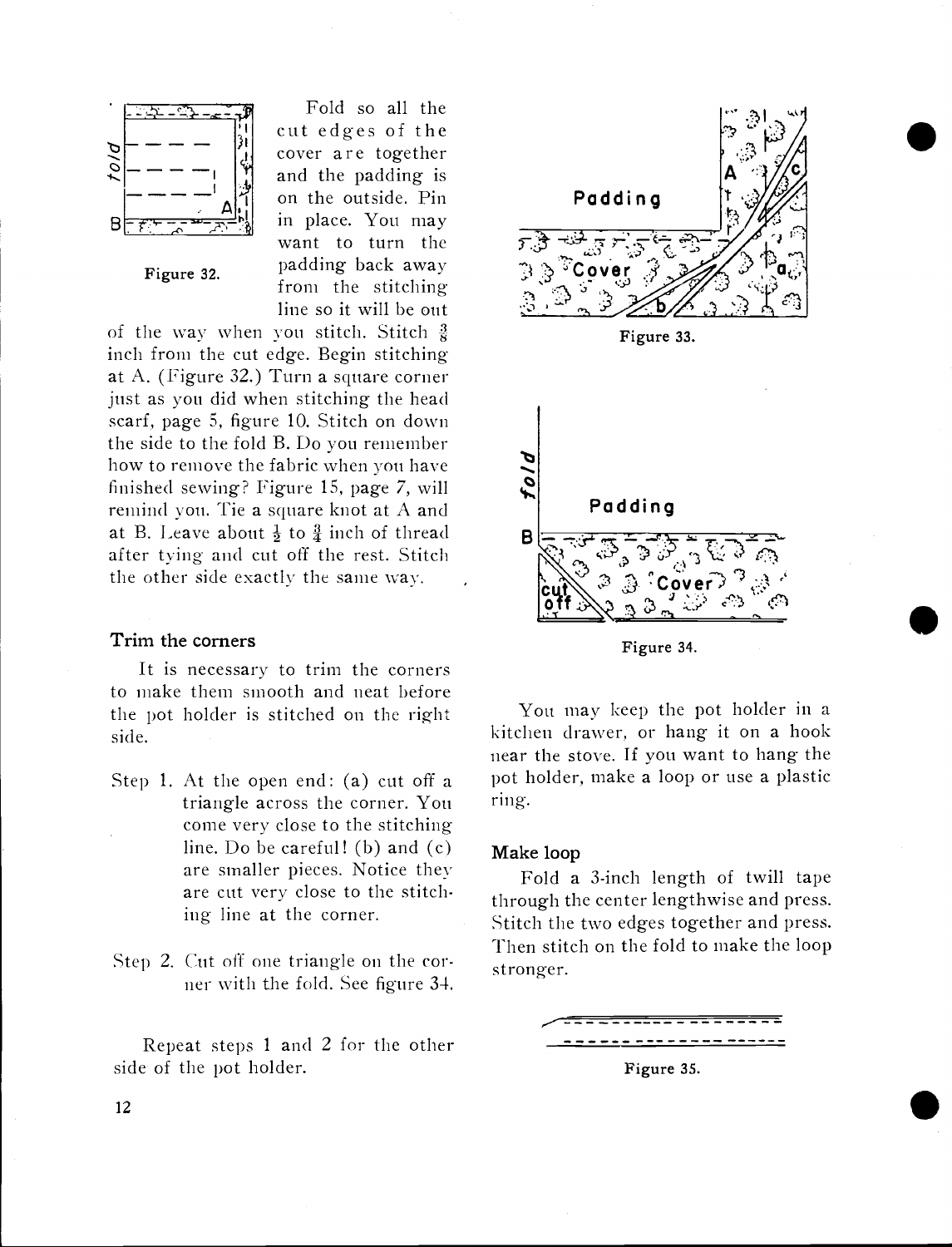Figure 32.

Fold so all the cut edges of the cover are together and the padding is on the outside. Pin in place. You may want to turn the padding back away from the stitching line so it will be out of the way when you stitch. Stitch $\frac{3}{8}$ inch from the cut edge. Begin stitching at A. (Figure 32.) Turn a square corner just as you did when stitching the head scarf, page 5, figure 10. Stitch on down the side to the fold B. Do you remember how to remove the fabric when you have finished sewing? Figure 15, page 7, will remind you. Tie a square knot at A and at B. Leave about $\frac{1}{2}$ to $\frac{3}{4}$ inch of thread after tying and cut off the rest. Stitch the other side exactly the same way.

### Trim the corners

It is necessary to trim the corners to make them smooth and neat before the pot holder is stitched on the right side.

Step 1. At the open end: (a) cut off a triangle across the corner. You come very close to the stitching line. Do be careful! (b) and (c) are smaller pieces. Notice they are cut very close to the stitching line at the corner.

Step 2. Cut off one triangle on the corner with the fold. See figure 34.

Repeat steps 1 and 2 for the other side of the pot holder.

Figure 33.

Figure 34.

You may keep the pot holder in a kitchen drawer, or hang it on a hook near the stove. If you want to hang the pot holder, make a loop or use a plastic ring.

### Make loop

Fold a 3-inch length of twill tape through the center lengthwise and press. Stitch the two edges together and press. Then stitch on the fold to make the loop stronger.

Figure 35.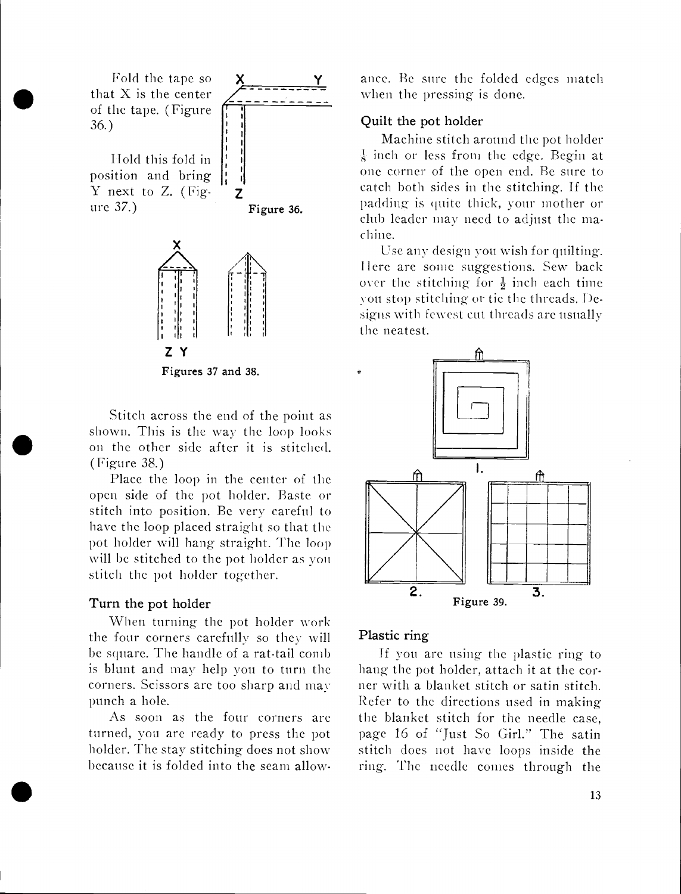Fold the tape so that X is the center of the tape. (Figure 36.)

Hold this fold in position and bring Y next to Z. (Figure 37.)

Figure 36.

Figures 37 and 38.

Stitch across the end of the point as shown. This is the way the loop looks on the other side after it is stitched. (Figure 38.)

Place the loop in the center of the open side of the pot holder. Baste or stitch into position. Be very careful to have the loop placed straight so that the pot holder will hang straight. The loop will be stitched to the pot holder as you stitch the pot holder together.

### Turn the pot holder

When turning the pot holder work the four corners carefully so they will be square. The handle of a rat-tail comb is blunt and may help you to turn the corners. Scissors are too sharp and may punch a hole.

As soon as the four corners are turned, you are ready to press the pot holder. The stay stitching does not show because it is folded into the seam allowance. Be sure the folded edges match when the pressing is done.

### Quilt the pot holder

Machine stitch around the pot holder $\frac{1}{8}$ inch or less from the edge. Begin at one corner of the open end. Be sure to catch both sides in the stitching. If the padding is quite thick, your mother or club leader may need to adjust the machine.

Use any design you wish for quilting. Here are some suggestions. Sew back over the stitching for $\frac{1}{2}$ inch each time you stop stitching or tie the threads. Designs with fewest cut threads are usually the neatest.

Figure 39.

### Plastic ring

If you are using the plastic ring to hang the pot holder, attach it at the corner with a blanket stitch or satin stitch. Refer to the directions used in making the blanket stitch for the needle case, page 16 of "Just So Girl." The satin stitch does not have loops inside the ring. The needle comes through the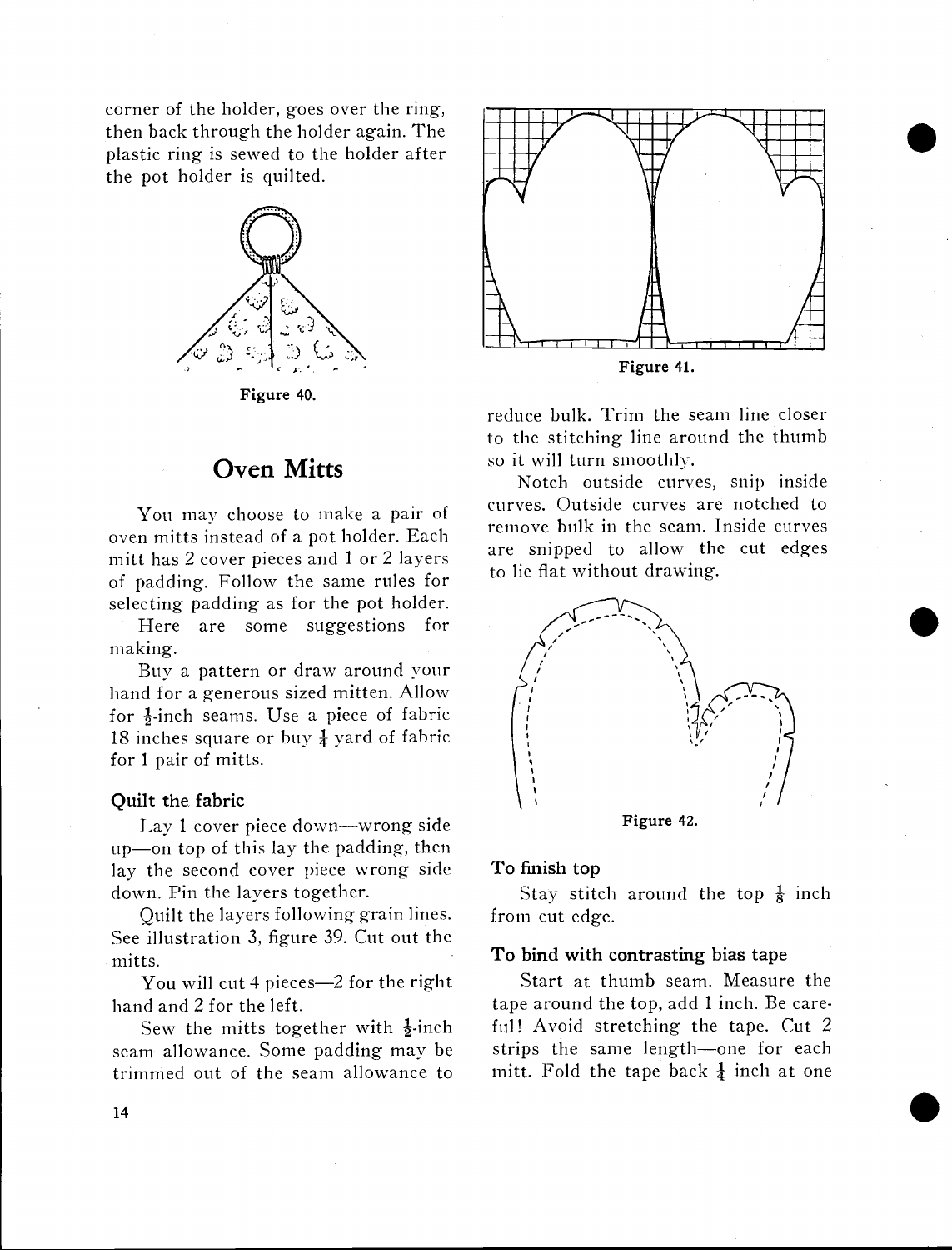corner of the holder, goes over the ring, then back through the holder again. The plastic ring is sewed to the holder after the pot holder is quilted.

Figure 40.

## Oven Mitts

You may choose to make a pair of oven mitts instead of a pot holder. Each mitt has 2 cover pieces and 1 or 2 layers of padding. Follow the same rules for selecting padding as for the pot holder.

Here are some suggestions for making.

Buy a pattern or draw around your hand for a generous sized mitten. Allow for ½-inch seams. Use a piece of fabric 18 inches square or buy ¼ yard of fabric for 1 pair of mitts.

### Quilt the fabric

Lay 1 cover piece down—wrong side up—on top of this lay the padding, then lay the second cover piece wrong side down. Pin the layers together.

Quilt the layers following grain lines. See illustration 3, figure 39. Cut out the mitts.

You will cut 4 pieces—2 for the right hand and 2 for the left.

Sew the mitts together with ½-inch seam allowance. Some padding may be trimmed out of the seam allowance to reduce bulk. Trim the seam line closer to the stitching line around the thumb so it will turn smoothly.

Figure 41.

Notch outside curves, snip inside curves. Outside curves are notched to remove bulk in the seam. Inside curves are snipped to allow the cut edges to lie flat without drawing.

Figure 42.

### To finish top

Stay stitch around the top ⅛ inch from cut edge.

### To bind with contrasting bias tape

Start at thumb seam. Measure the tape around the top, add 1 inch. Be careful! Avoid stretching the tape. Cut 2 strips the same length—one for each mitt. Fold the tape back ¼ inch at one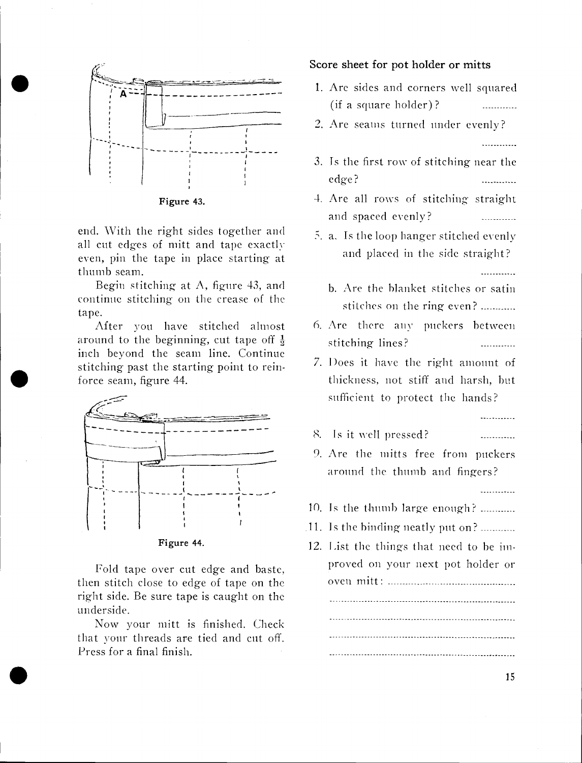Figure 43.

end. With the right sides together and all cut edges of mitt and tape exactly even, pin the tape in place starting at thumb seam.

Begin stitching at A, figure 43, and continue stitching on the crease of the tape.

After you have stitched almost around to the beginning, cut tape off ½ inch beyond the seam line. Continue stitching past the starting point to reinforce seam, figure 44.

Figure 44.

Fold tape over cut edge and baste, then stitch close to edge of tape on the right side. Be sure tape is caught on the underside.

Now your mitt is finished. Check that your threads are tied and cut off. Press for a final finish.

### Score sheet for pot holder or mitts

1. Are sides and corners well squared (if a square holder)? ............
2. Are seams turned under evenly? ............
3. Is the first row of stitching near the edge? ............
4. Are all rows of stitching straight and spaced evenly? ............
5. a. Is the loop hanger stitched evenly and placed in the side straight? ............

   b. Are the blanket stitches or satin stitches on the ring even? ............
6. Are there any puckers between stitching lines? ............
7. Does it have the right amount of thickness, not stiff and harsh, but sufficient to protect the hands? ............
8. Is it well pressed? ............
9. Are the mitts free from puckers around the thumb and fingers? ............
10. Is the thumb large enough? ............
11. Is the binding neatly put on? ............
12. List the things that need to be improved on your next pot holder or oven mitt: ............

............

............

............

............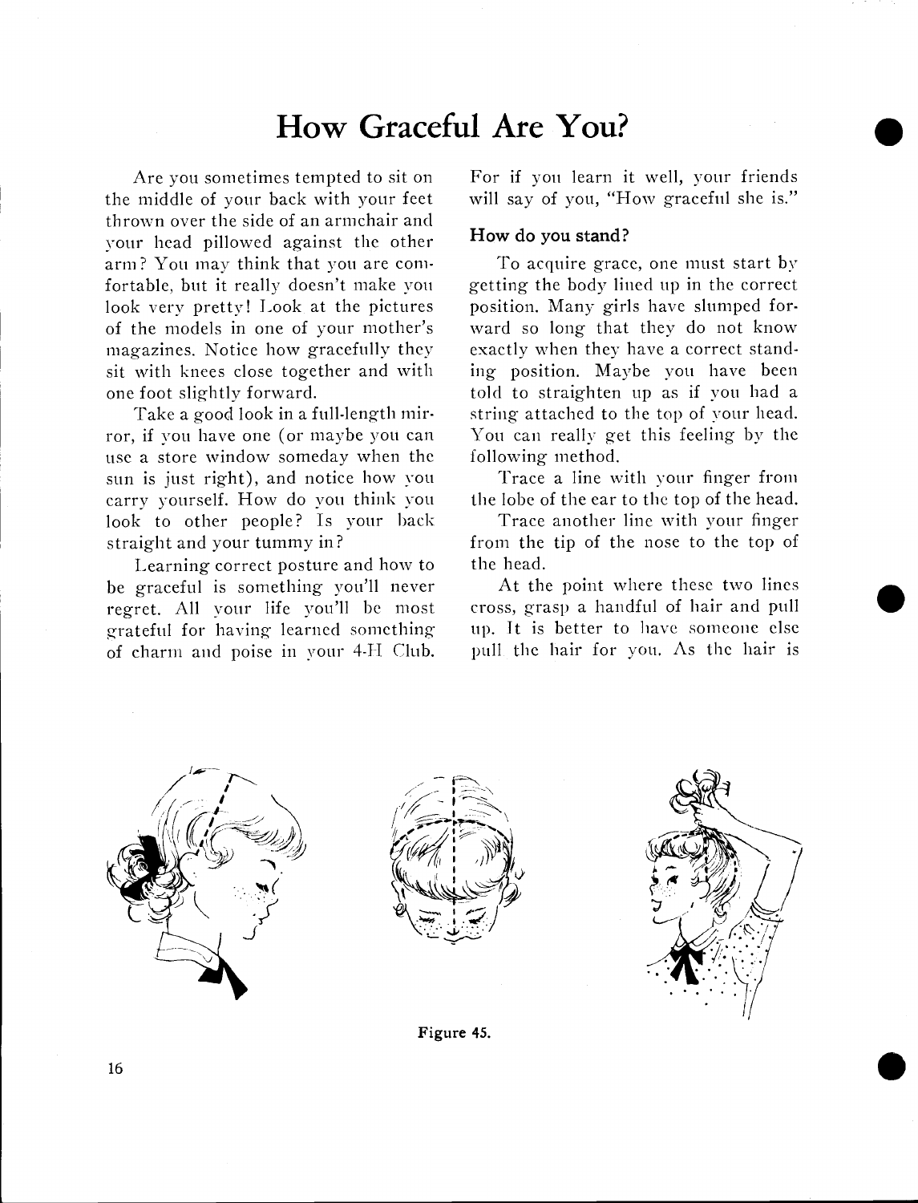# How Graceful Are You?

Are you sometimes tempted to sit on the middle of your back with your feet thrown over the side of an armchair and your head pillowed against the other arm? You may think that you are comfortable, but it really doesn't make you look very pretty! Look at the pictures of the models in one of your mother's magazines. Notice how gracefully they sit with knees close together and with one foot slightly forward.

Take a good look in a full-length mirror, if you have one (or maybe you can use a store window someday when the sun is just right), and notice how you carry yourself. How do you think you look to other people? Is your back straight and your tummy in?

Learning correct posture and how to be graceful is something you'll never regret. All your life you'll be most grateful for having learned something of charm and poise in your 4-H Club. For if you learn it well, your friends will say of you, "How graceful she is."

### How do you stand?

To acquire grace, one must start by getting the body lined up in the correct position. Many girls have slumped forward so long that they do not know exactly when they have a correct standing position. Maybe you have been told to straighten up as if you had a string attached to the top of your head. You can really get this feeling by the following method.

Trace a line with your finger from the lobe of the ear to the top of the head.

Trace another line with your finger from the tip of the nose to the top of the head.

At the point where these two lines cross, grasp a handful of hair and pull up. It is better to have someone else pull the hair for you. As the hair is

Figure 45.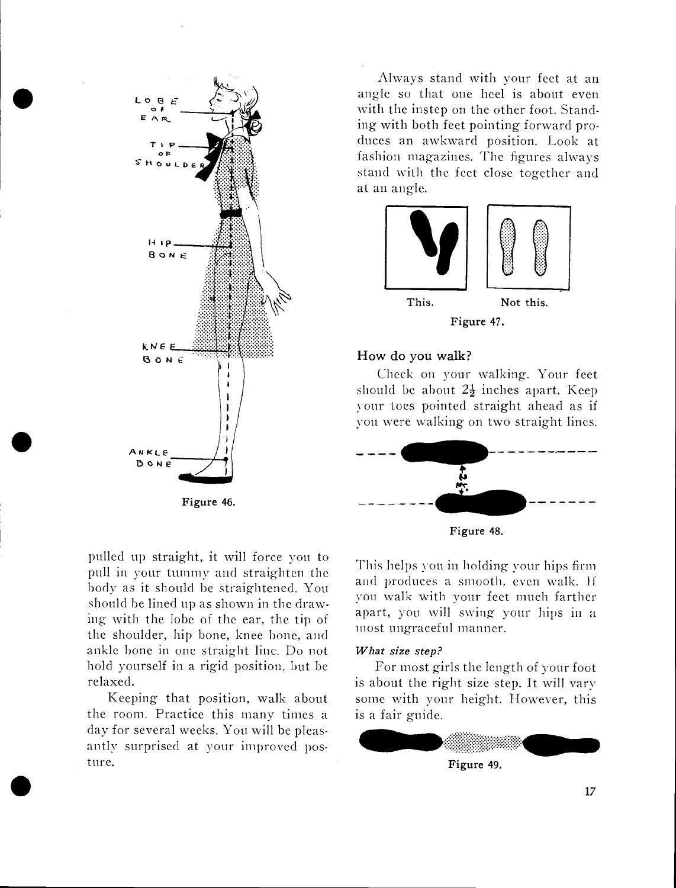LOBE OF EAR

TIP OF SHOULDER

HIP BONE

KNEE BONE

ANKLE BONE

Figure 46.

pulled up straight, it will force you to pull in your tummy and straighten the body as it should be straightened. You should be lined up as shown in the drawing with the lobe of the ear, the tip of the shoulder, hip bone, knee bone, and ankle bone in one straight line. Do not hold yourself in a rigid position, but be relaxed.

Keeping that position, walk about the room. Practice this many times a day for several weeks. You will be pleasantly surprised at your improved posture.

Always stand with your feet at an angle so that one heel is about even with the instep on the other foot. Standing with both feet pointing forward produces an awkward position. Look at fashion magazines. The figures always stand with the feet close together and at an angle.

This. Not this.

Figure 47.

### How do you walk?

Check on your walking. Your feet should be about 2½ inches apart. Keep your toes pointed straight ahead as if you were walking on two straight lines.

Figure 48.

This helps you in holding your hips firm and produces a smooth, even walk. If you walk with your feet much farther apart, you will swing your hips in a most ungraceful manner.

#### *What size step?*

For most girls the length of your foot is about the right size step. It will vary some with your height. However, this is a fair guide.

Figure 49.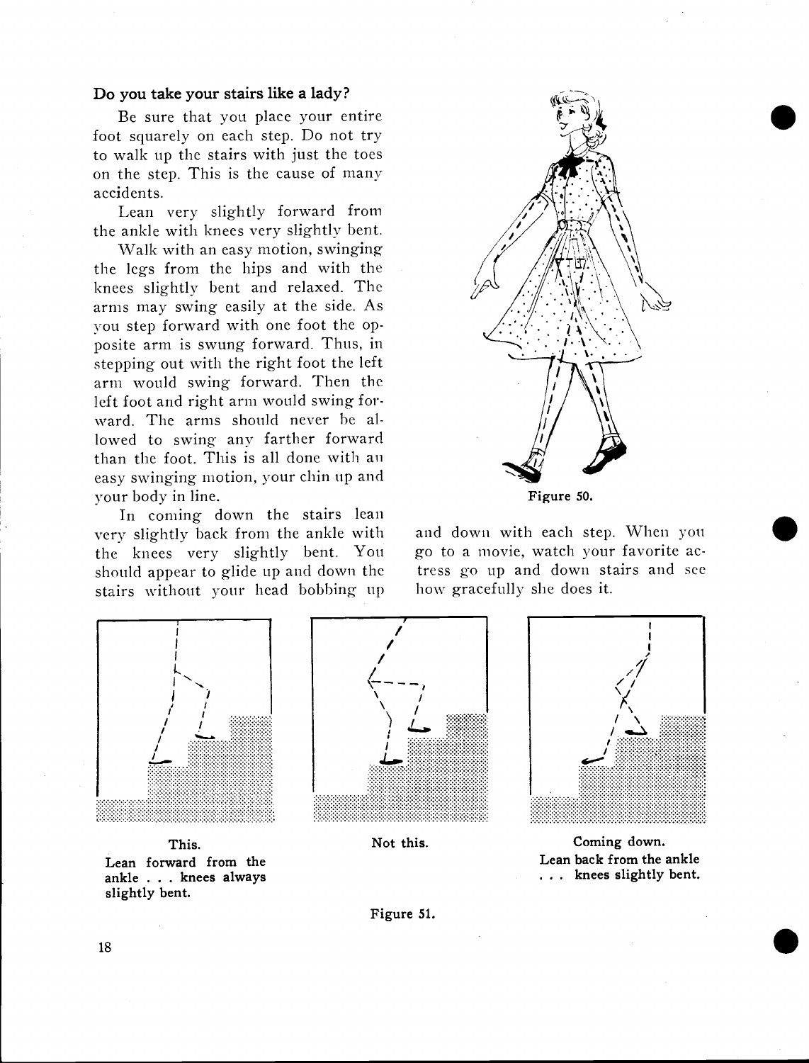### Do you take your stairs like a lady?

Be sure that you place your entire foot squarely on each step. Do not try to walk up the stairs with just the toes on the step. This is the cause of many accidents.

Lean very slightly forward from the ankle with knees very slightly bent.

Walk with an easy motion, swinging the legs from the hips and with the knees slightly bent and relaxed. The arms may swing easily at the side. As you step forward with one foot the opposite arm is swung forward. Thus, in stepping out with the right foot the left arm would swing forward. Then the left foot and right arm would swing forward. The arms should never be allowed to swing any farther forward than the foot. This is all done with an easy swinging motion, your chin up and your body in line.

In coming down the stairs lean very slightly back from the ankle with the knees very slightly bent. You should appear to glide up and down the stairs without your head bobbing up and down with each step. When you go to a movie, watch your favorite actress go up and down stairs and see how gracefully she does it.

Figure 50.

This. Lean forward from the ankle . . . knees always slightly bent.

Not this.

Coming down. Lean back from the ankle . . . knees slightly bent.

Figure 51.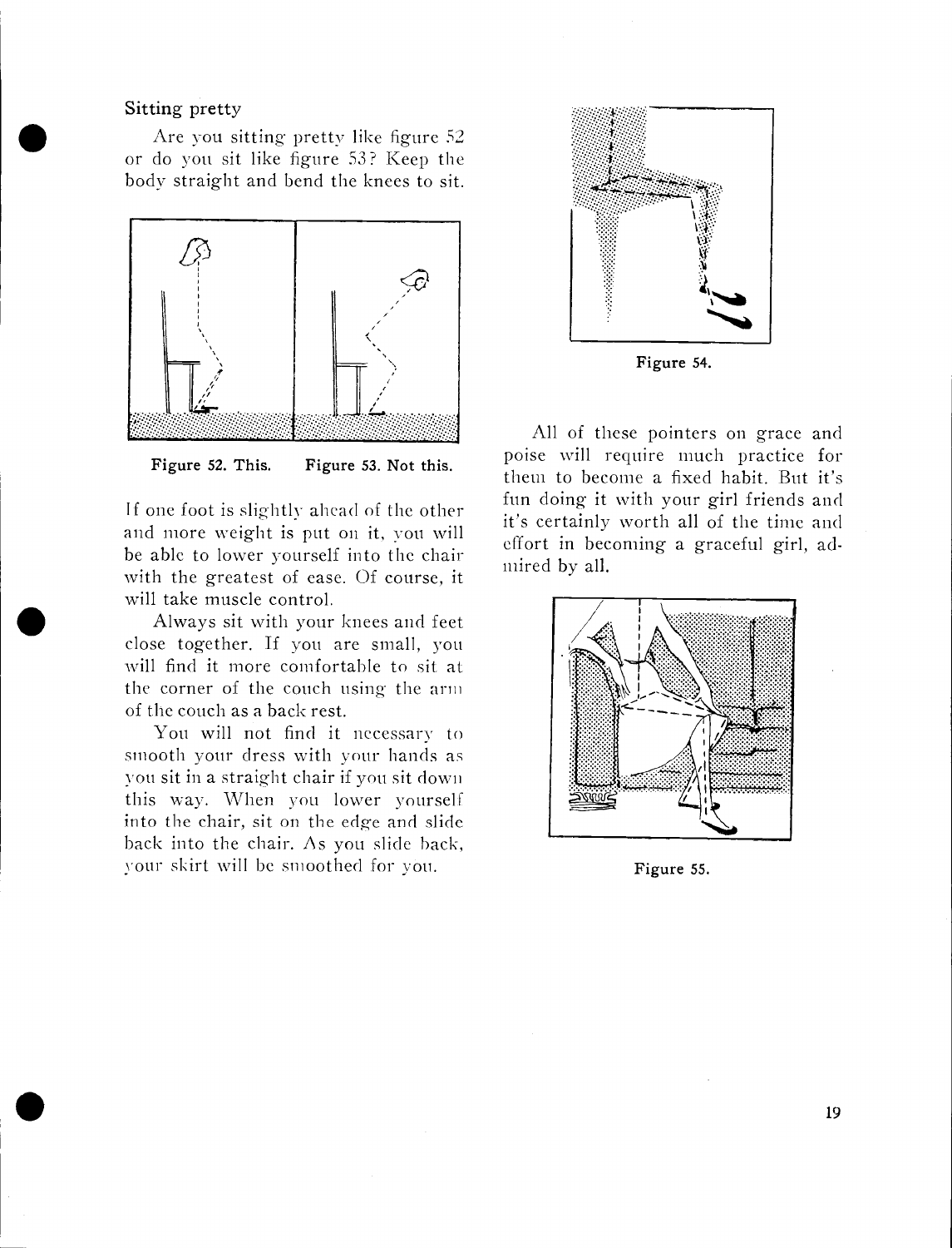## Sitting pretty

Are you sitting pretty like figure 52 or do you sit like figure 53? Keep the body straight and bend the knees to sit.

**Figure 52. This.** **Figure 53. Not this.**

If one foot is slightly ahead of the other and more weight is put on it, you will be able to lower yourself into the chair with the greatest of ease. Of course, it will take muscle control.

Always sit with your knees and feet close together. If you are small, you will find it more comfortable to sit at the corner of the couch using the arm of the couch as a back rest.

You will not find it necessary to smooth your dress with your hands as you sit in a straight chair if you sit down this way. When you lower yourself into the chair, sit on the edge and slide back into the chair. As you slide back, your skirt will be smoothed for you.

**Figure 54.**

All of these pointers on grace and poise will require much practice for them to become a fixed habit. But it's fun doing it with your girl friends and it's certainly worth all of the time and effort in becoming a graceful girl, admired by all.

**Figure 55.**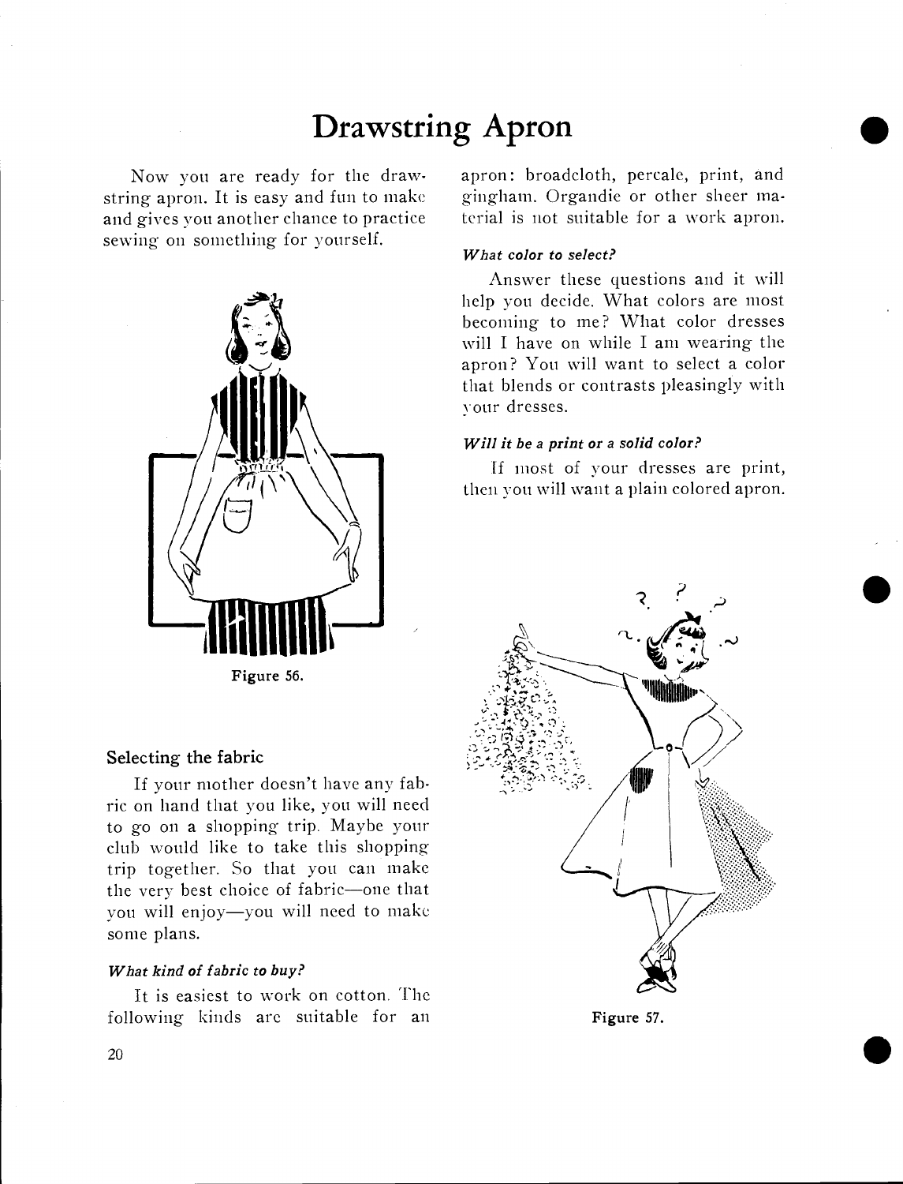# Drawstring Apron

Now you are ready for the drawstring apron. It is easy and fun to make and gives you another chance to practice sewing on something for yourself.

Figure 56.

## Selecting the fabric

If your mother doesn't have any fabric on hand that you like, you will need to go on a shopping trip. Maybe your club would like to take this shopping trip together. So that you can make the very best choice of fabric—one that you will enjoy—you will need to make some plans.

### *What kind of fabric to buy?*

It is easiest to work on cotton. The following kinds are suitable for an apron: broadcloth, percale, print, and gingham. Organdie or other sheer material is not suitable for a work apron.

### *What color to select?*

Answer these questions and it will help you decide. What colors are most becoming to me? What color dresses will I have on while I am wearing the apron? You will want to select a color that blends or contrasts pleasingly with your dresses.

### *Will it be a print or a solid color?*

If most of your dresses are print, then you will want a plain colored apron.

Figure 57.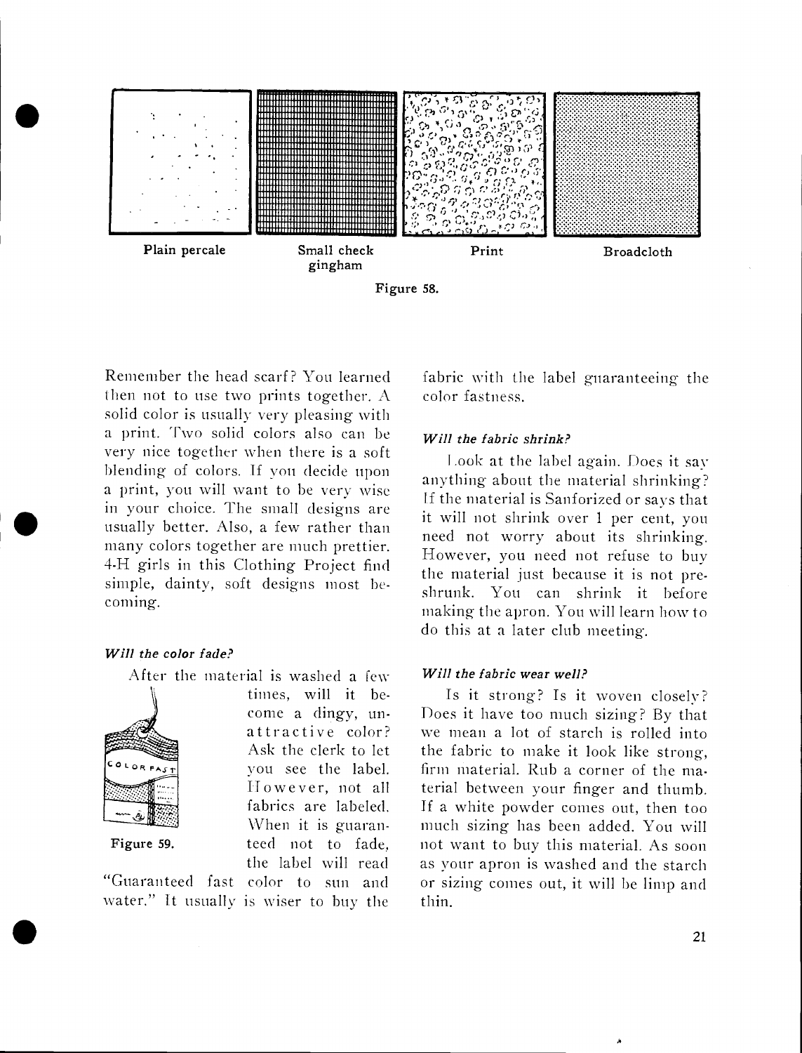Plain percale

Small check gingham

Print

Broadcloth

Figure 58.

Remember the head scarf? You learned then not to use two prints together. A solid color is usually very pleasing with a print. Two solid colors also can be very nice together when there is a soft blending of colors. If you decide upon a print, you will want to be very wise in your choice. The small designs are usually better. Also, a few rather than many colors together are much prettier. 4-H girls in this Clothing Project find simple, dainty, soft designs most becoming.

#### *Will the color fade?*

After the material is washed a few times, will it become a dingy, unattractive color? Ask the clerk to let you see the label. However, not all fabrics are labeled. When it is guaranteed not to fade, the label will read "Guaranteed fast color to sun and water." It usually is wiser to buy the fabric with the label guaranteeing the color fastness.

Figure 59.

#### *Will the fabric shrink?*

Look at the label again. Does it say anything about the material shrinking? If the material is Sanforized or says that it will not shrink over 1 per cent, you need not worry about its shrinking. However, you need not refuse to buy the material just because it is not preshrunk. You can shrink it before making the apron. You will learn how to do this at a later club meeting.

#### *Will the fabric wear well?*

Is it strong? Is it woven closely? Does it have too much sizing? By that we mean a lot of starch is rolled into the fabric to make it look like strong, firm material. Rub a corner of the material between your finger and thumb. If a white powder comes out, then too much sizing has been added. You will not want to buy this material. As soon as your apron is washed and the starch or sizing comes out, it will be limp and thin.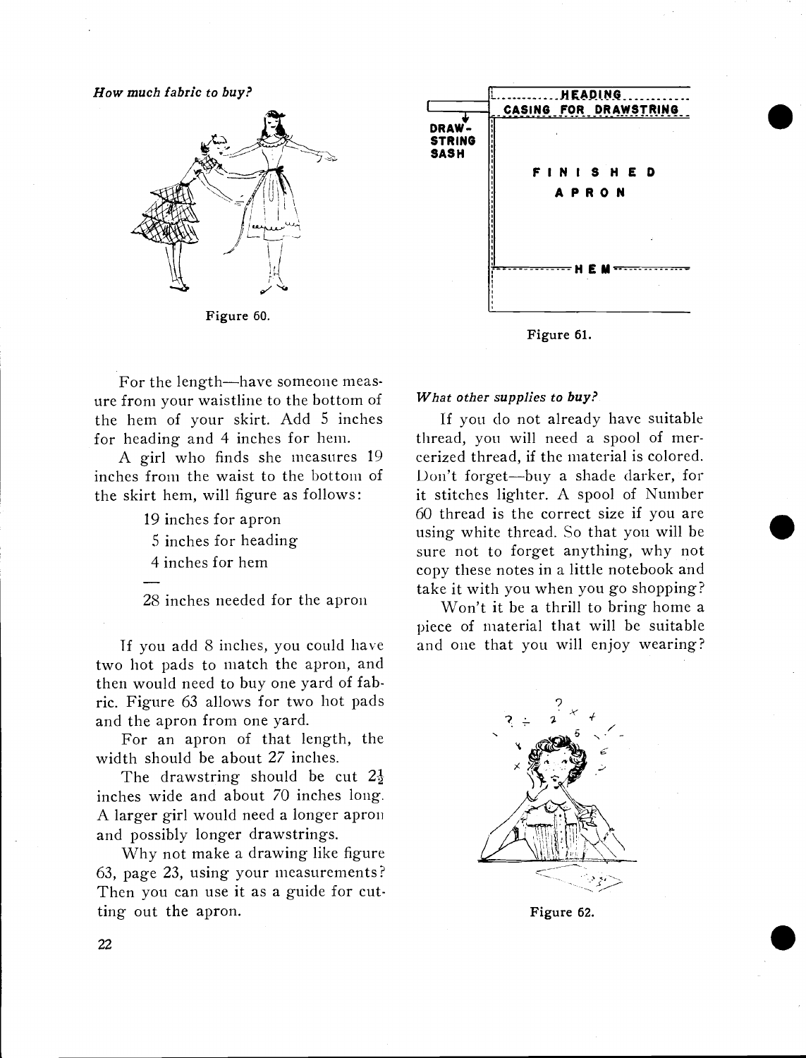*How much fabric to buy?*

Figure 60.

HEADING

CASING FOR DRAWSTRING

DRAW-STRING SASH

FINISHED APRON

HEM

Figure 61.

For the length—have someone measure from your waistline to the bottom of the hem of your skirt. Add 5 inches for heading and 4 inches for hem.

A girl who finds she measures 19 inches from the waist to the bottom of the skirt hem, will figure as follows:

19 inches for apron
5 inches for heading
4 inches for hem

—

28 inches needed for the apron

If you add 8 inches, you could have two hot pads to match the apron, and then would need to buy one yard of fabric. Figure 63 allows for two hot pads and the apron from one yard.

For an apron of that length, the width should be about 27 inches.

The drawstring should be cut $2\frac{1}{2}$ inches wide and about 70 inches long. A larger girl would need a longer apron and possibly longer drawstrings.

Why not make a drawing like figure 63, page 23, using your measurements? Then you can use it as a guide for cutting out the apron.

*What other supplies to buy?*

If you do not already have suitable thread, you will need a spool of mercerized thread, if the material is colored. Don't forget—buy a shade darker, for it stitches lighter. A spool of Number 60 thread is the correct size if you are using white thread. So that you will be sure not to forget anything, why not copy these notes in a little notebook and take it with you when you go shopping?

Won't it be a thrill to bring home a piece of material that will be suitable and one that you will enjoy wearing?

Figure 62.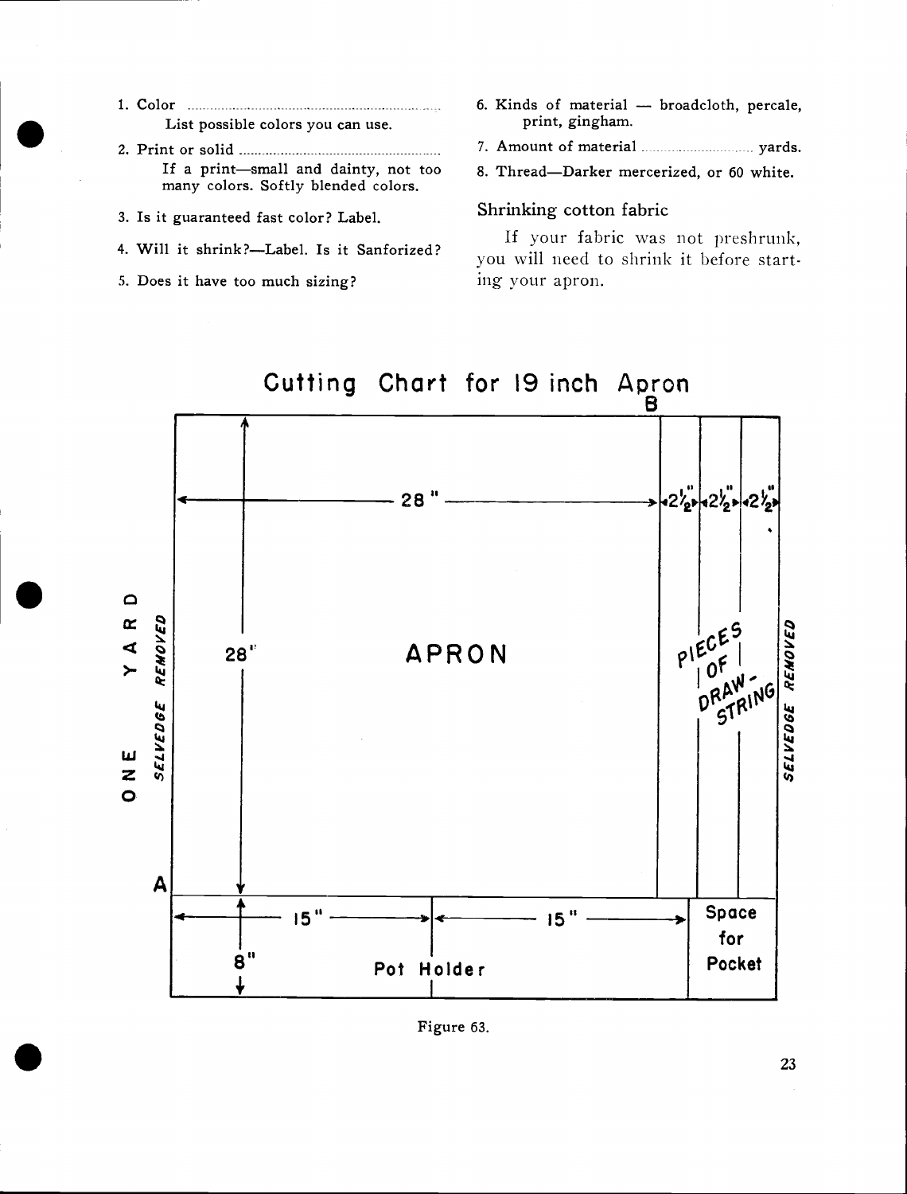1. Color ..................................................................
   List possible colors you can use.
2. Print or solid .....................................................
   If a print—small and dainty, not too many colors. Softly blended colors.
3. Is it guaranteed fast color? Label.
4. Will it shrink?—Label. Is it Sanforized?
5. Does it have too much sizing?
6. Kinds of material — broadcloth, percale, print, gingham.
7. Amount of material ............................ yards.
8. Thread—Darker mercerized, or 60 white.

### Shrinking cotton fabric

If your fabric was not preshrunk, you will need to shrink it before starting your apron.

## Cutting Chart for 19 inch Apron

B

28" | 2½" | 2½" | 2½"

ONE YARD

SELVEDGE REMOVED

28"

APRON

PIECES OF DRAW-STRING

SELVEDGE REMOVED

A

15" | 15"

8"

Pot Holder

Space for Pocket

Figure 63.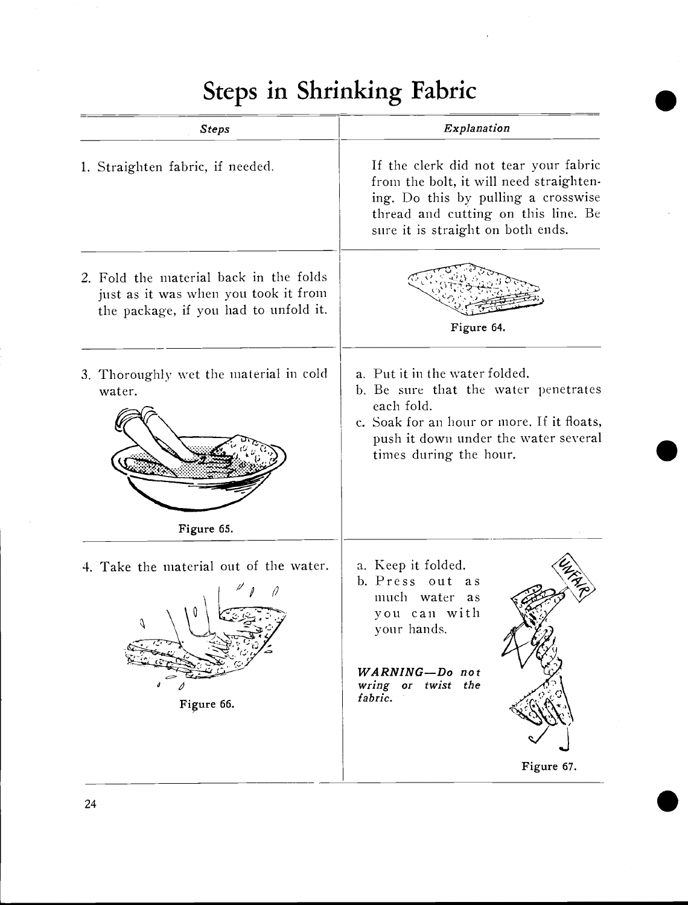# Steps in Shrinking Fabric

| *Steps* | *Explanation* |
| --- | --- |
| 1. Straighten fabric, if needed. | If the clerk did not tear your fabric from the bolt, it will need straightening. Do this by pulling a crosswise thread and cutting on this line. Be sure it is straight on both ends. |
| 2. Fold the material back in the folds just as it was when you took it from the package, if you had to unfold it. | Figure 64. |
| 3. Thoroughly wet the material in cold water. Figure 65. | a. Put it in the water folded. b. Be sure that the water penetrates each fold. c. Soak for an hour or more. If it floats, push it down under the water several times during the hour. |
| 4. Take the material out of the water. Figure 66. | a. Keep it folded. b. Press out as much water as you can with your hands. ***WARNING—Do not wring or twist the fabric.*** Figure 67. |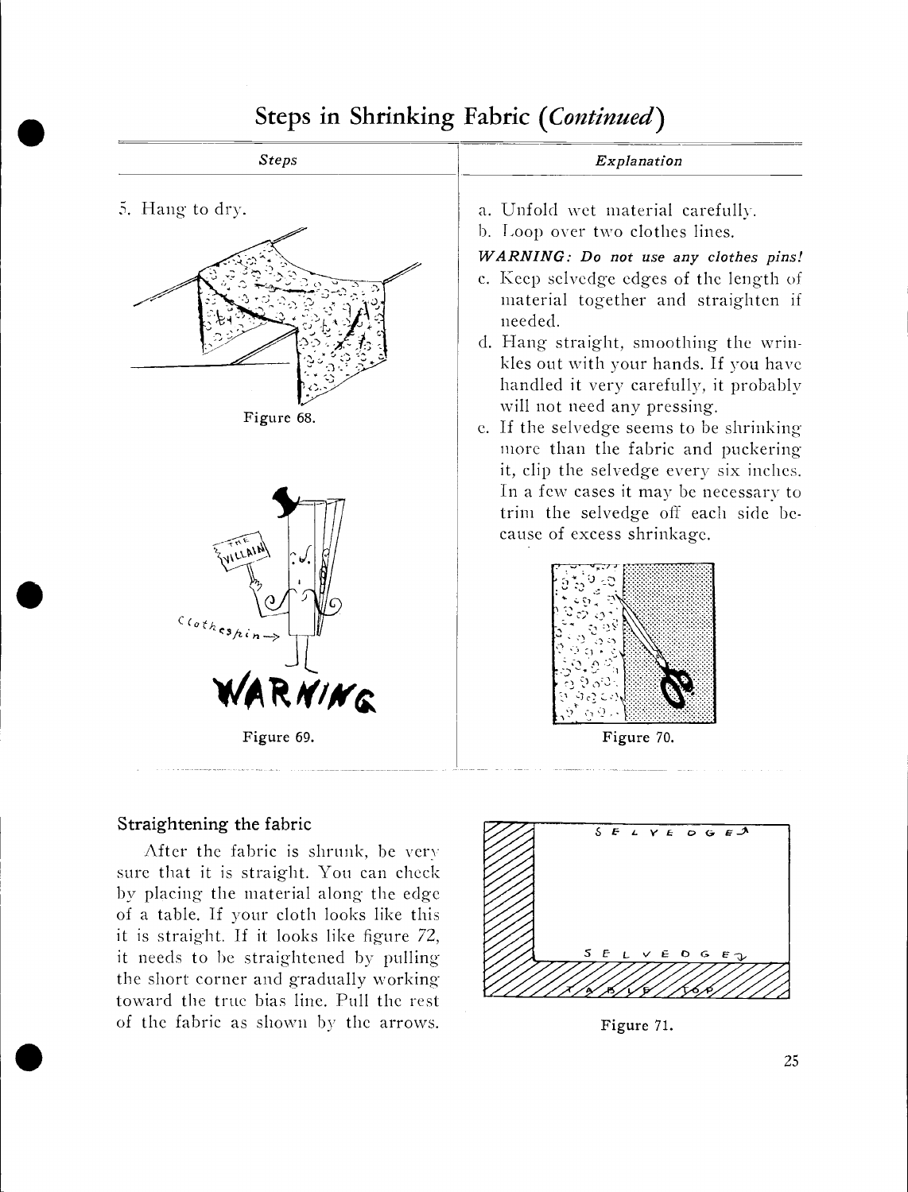## Steps in Shrinking Fabric (*Continued*)

| *Steps* | *Explanation* |
|---|---|
| 5. Hang to dry. | a. Unfold wet material carefully.<br>b. Loop over two clothes lines.<br>***WARNING: Do not use any clothes pins!***<br>c. Keep selvedge edges of the length of material together and straighten if needed.<br>d. Hang straight, smoothing the wrinkles out with your hands. If you have handled it very carefully, it probably will not need any pressing.<br>e. If the selvedge seems to be shrinking more than the fabric and puckering it, clip the selvedge every six inches. In a few cases it may be necessary to trim the selvedge off each side because of excess shrinkage. |

Figure 68.

Figure 69.

Figure 70.

### Straightening the fabric

After the fabric is shrunk, be very sure that it is straight. You can check by placing the material along the edge of a table. If your cloth looks like this it is straight. If it looks like figure 72, it needs to be straightened by pulling the short corner and gradually working toward the true bias line. Pull the rest of the fabric as shown by the arrows.

Figure 71.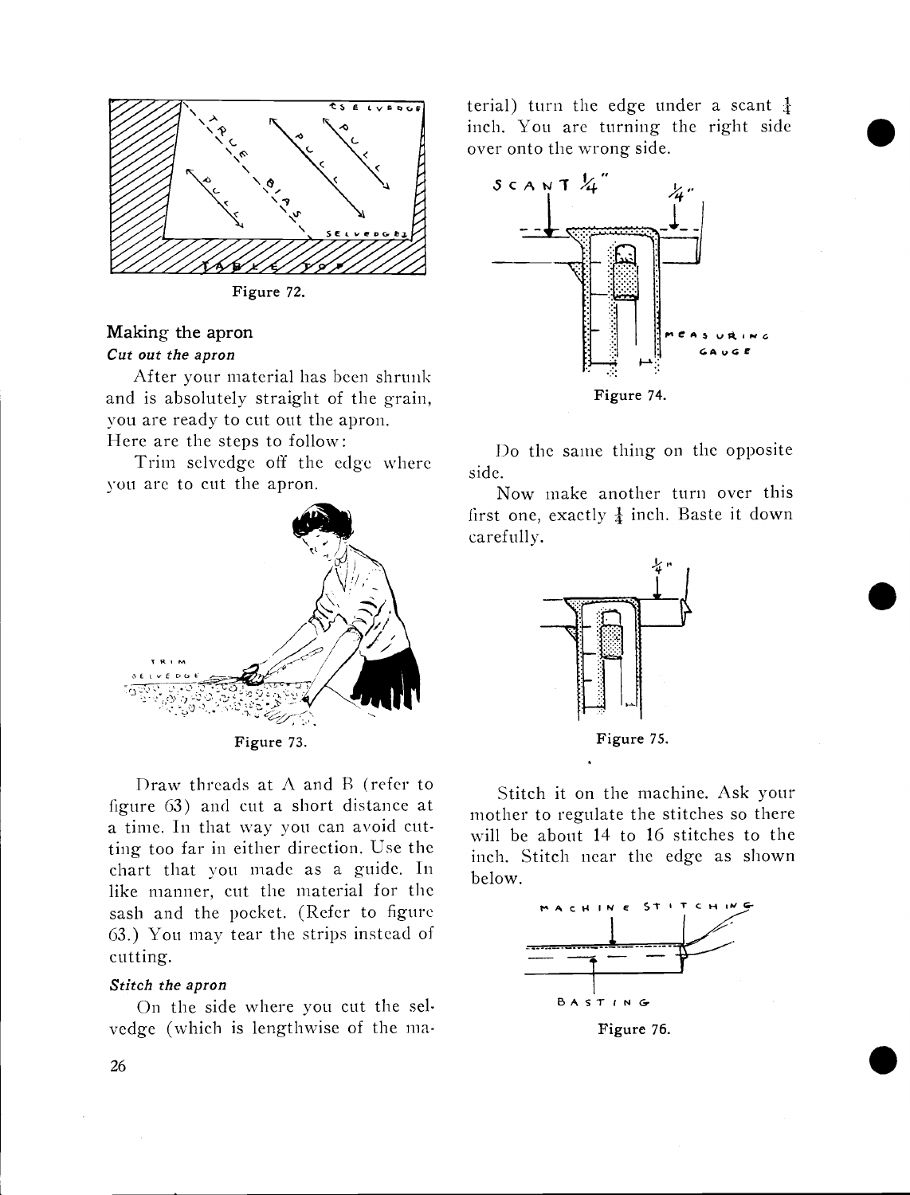Figure 72.

## Making the apron

### *Cut out the apron*

After your material has been shrunk and is absolutely straight of the grain, you are ready to cut out the apron. Here are the steps to follow:

Trim selvedge off the edge where you are to cut the apron.

Figure 73.

Draw threads at A and B (refer to figure 63) and cut a short distance at a time. In that way you can avoid cutting too far in either direction. Use the chart that you made as a guide. In like manner, cut the material for the sash and the pocket. (Refer to figure 63.) You may tear the strips instead of cutting.

### *Stitch the apron*

On the side where you cut the selvedge (which is lengthwise of the material) turn the edge under a scant $\frac{1}{4}$ inch. You are turning the right side over onto the wrong side.

Figure 74.

Do the same thing on the opposite side.

Now make another turn over this first one, exactly $\frac{1}{4}$ inch. Baste it down carefully.

Figure 75.

Stitch it on the machine. Ask your mother to regulate the stitches so there will be about 14 to 16 stitches to the inch. Stitch near the edge as shown below.

Figure 76.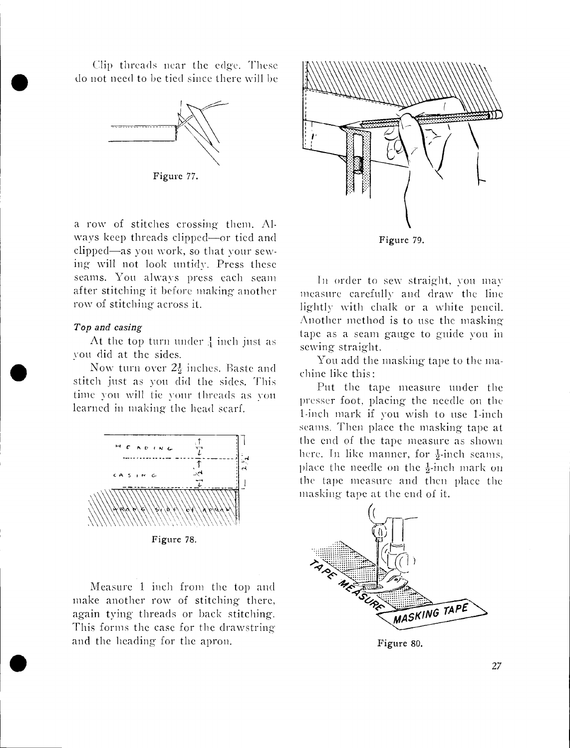Clip threads near the edge. These do not need to be tied since there will be

Figure 77.

a row of stitches crossing them. Always keep threads clipped—or tied and clipped—as you work, so that your sewing will not look untidy. Press these seams. You always press each seam after stitching it before making another row of stitching across it.

*Top and casing*

At the top turn under ¼ inch just as you did at the sides.

Now turn over 2½ inches. Baste and stitch just as you did the sides. This time you will tie your threads as you learned in making the head scarf.

Figure 78.

Measure 1 inch from the top and make another row of stitching there, again tying threads or back stitching. This forms the case for the drawstring and the heading for the apron.

Figure 79.

In order to sew straight, you may measure carefully and draw the line lightly with chalk or a white pencil. Another method is to use the masking tape as a seam gauge to guide you in sewing straight.

You add the masking tape to the machine like this:

Put the tape measure under the presser foot, placing the needle on the 1-inch mark if you wish to use 1-inch seams. Then place the masking tape at the end of the tape measure as shown here. In like manner, for ½-inch seams, place the needle on the ½-inch mark on the tape measure and then place the masking tape at the end of it.

Figure 80.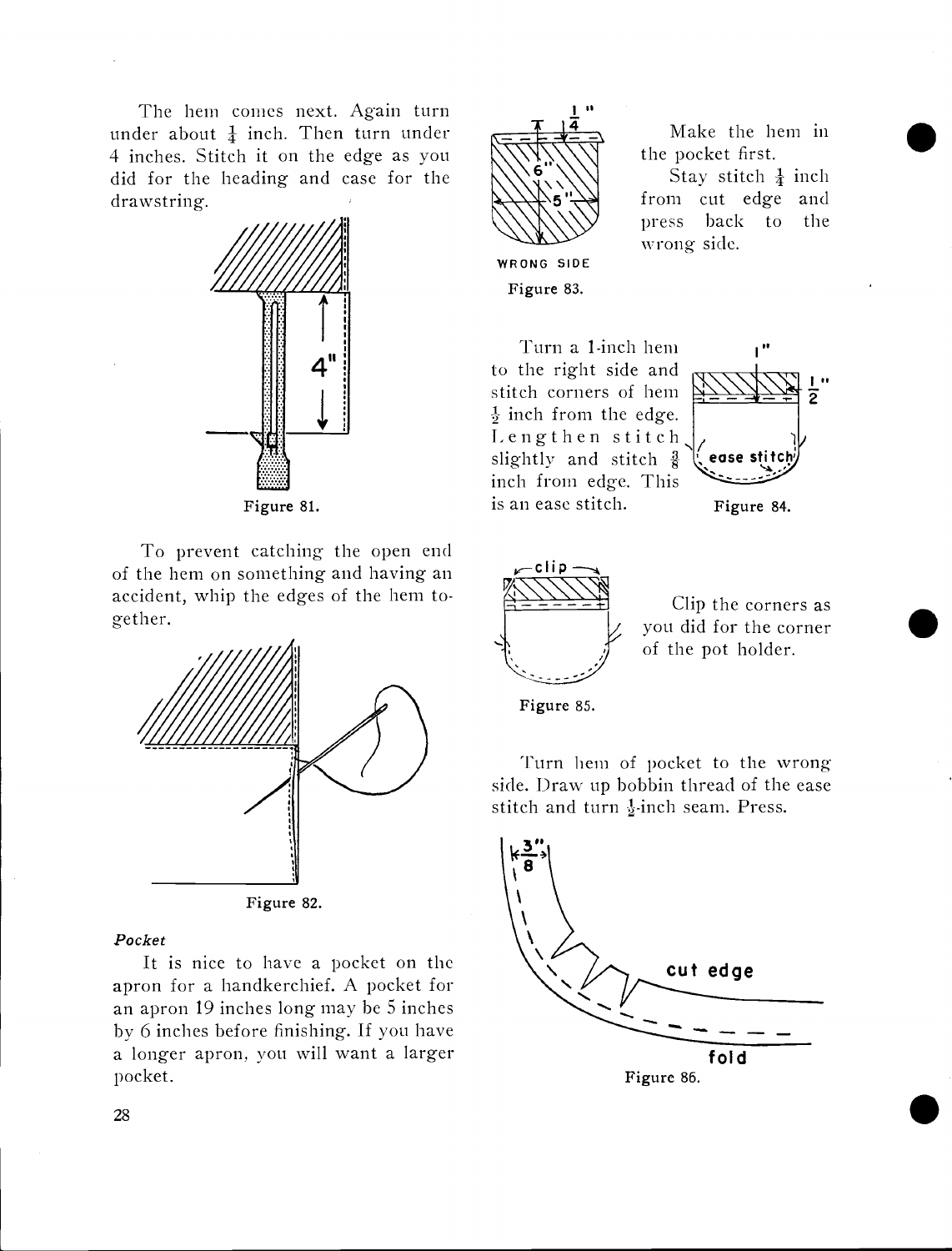The hem comes next. Again turn under about $\frac{1}{4}$ inch. Then turn under 4 inches. Stitch it on the edge as you did for the heading and case for the drawstring.

Figure 81.

To prevent catching the open end of the hem on something and having an accident, whip the edges of the hem together.

Figure 82.

*Pocket*

It is nice to have a pocket on the apron for a handkerchief. A pocket for an apron 19 inches long may be 5 inches by 6 inches before finishing. If you have a longer apron, you will want a larger pocket.

WRONG SIDE

Figure 83.

Make the hem in the pocket first.

Stay stitch $\frac{1}{4}$ inch from cut edge and press back to the wrong side.

Turn a 1-inch hem to the right side and stitch corners of hem $\frac{1}{2}$ inch from the edge. Lengthen stitch slightly and stitch $\frac{3}{8}$ inch from edge. This is an ease stitch.

Figure 84.

Clip the corners as you did for the corner of the pot holder.

Figure 85.

Turn hem of pocket to the wrong side. Draw up bobbin thread of the ease stitch and turn $\frac{1}{2}$-inch seam. Press.

Figure 86.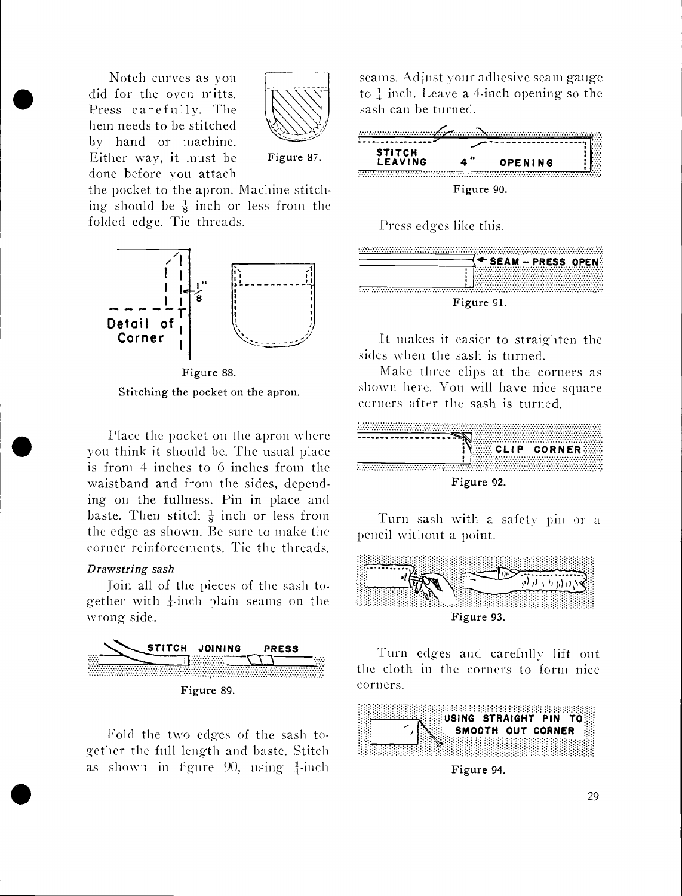Notch curves as you did for the oven mitts. Press carefully. The hem needs to be stitched by hand or machine. Either way, it must be done before you attach the pocket to the apron. Machine stitching should be $\frac{1}{8}$ inch or less from the folded edge. Tie threads.

Figure 87.

Detail of Corner

Figure 88.

Stitching the pocket on the apron.

Place the pocket on the apron where you think it should be. The usual place is from 4 inches to 6 inches from the waistband and from the sides, depending on the fullness. Pin in place and baste. Then stitch $\frac{1}{8}$ inch or less from the edge as shown. Be sure to make the corner reinforcements. Tie the threads.

*Drawstring sash*

Join all of the pieces of the sash together with $\frac{1}{4}$-inch plain seams on the wrong side.

STITCH JOINING PRESS

Figure 89.

Fold the two edges of the sash together the full length and baste. Stitch as shown in figure 90, using $\frac{1}{4}$-inch seams. Adjust your adhesive seam gauge to $\frac{1}{4}$ inch. Leave a 4-inch opening so the sash can be turned.

STITCH LEAVING 4" OPENING

Figure 90.

Press edges like this.

SEAM – PRESS OPEN

Figure 91.

It makes it easier to straighten the sides when the sash is turned.

Make three clips at the corners as shown here. You will have nice square corners after the sash is turned.

CLIP CORNER

Figure 92.

Turn sash with a safety pin or a pencil without a point.

Figure 93.

Turn edges and carefully lift out the cloth in the corners to form nice corners.

USING STRAIGHT PIN TO SMOOTH OUT CORNER

Figure 94.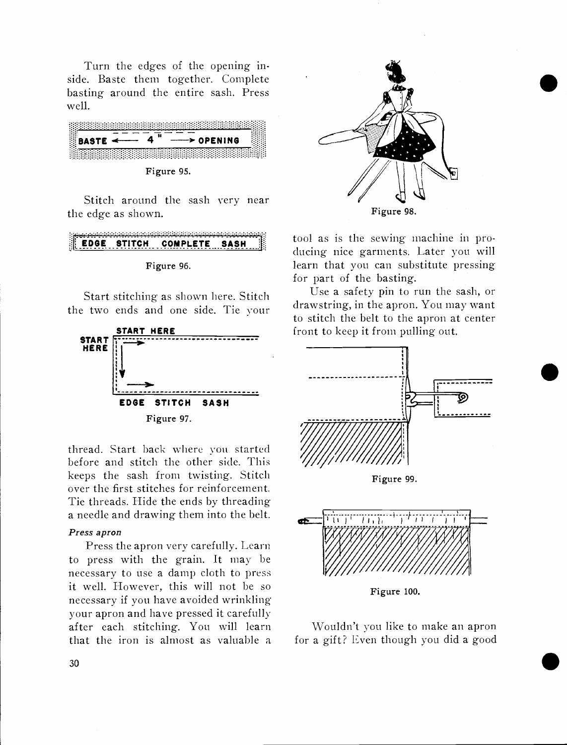Turn the edges of the opening inside. Baste them together. Complete basting around the entire sash. Press well.

BASTE ← 4" → OPENING

Figure 95.

Stitch around the sash very near the edge as shown.

EDGE STITCH COMPLETE SASH

Figure 96.

Start stitching as shown here. Stitch the two ends and one side. Tie your

START HERE

START HERE

EDGE STITCH SASH

Figure 97.

thread. Start back where you started before and stitch the other side. This keeps the sash from twisting. Stitch over the first stitches for reinforcement. Tie threads. Hide the ends by threading a needle and drawing them into the belt.

*Press apron*

Press the apron very carefully. Learn to press with the grain. It may be necessary to use a damp cloth to press it well. However, this will not be so necessary if you have avoided wrinkling your apron and have pressed it carefully after each stitching. You will learn that the iron is almost as valuable a

Figure 98.

tool as is the sewing machine in producing nice garments. Later you will learn that you can substitute pressing for part of the basting.

Use a safety pin to run the sash, or drawstring, in the apron. You may want to stitch the belt to the apron at center front to keep it from pulling out.

Figure 99.

Figure 100.

Wouldn't you like to make an apron for a gift? Even though you did a good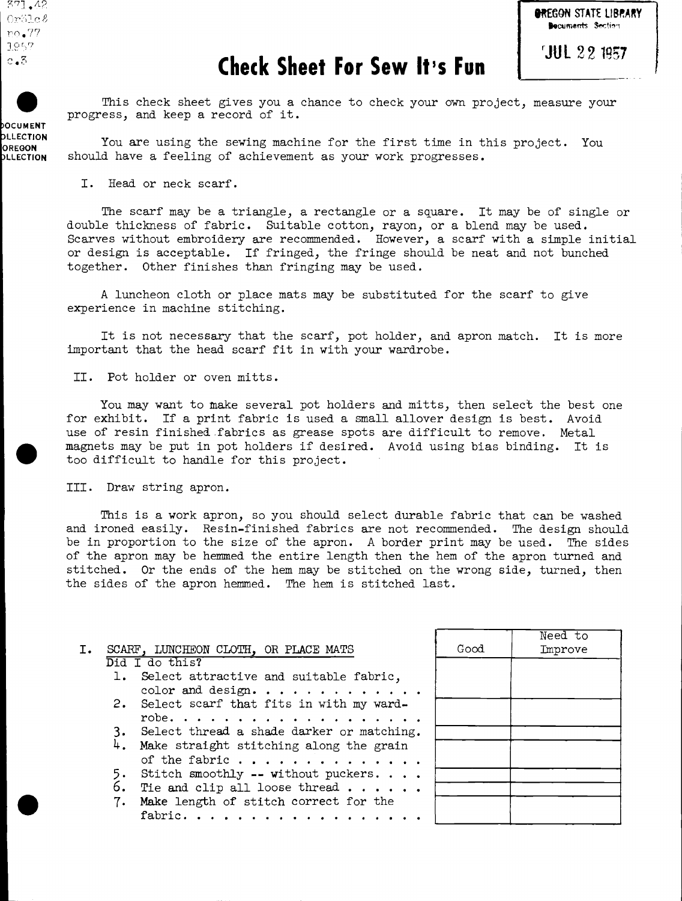# Check Sheet For Sew It's Fun

This check sheet gives you a chance to check your own project, measure your progress, and keep a record of it.

You are using the sewing machine for the first time in this project. You should have a feeling of achievement as your work progresses.

I. Head or neck scarf.

The scarf may be a triangle, a rectangle or a square. It may be of single or double thickness of fabric. Suitable cotton, rayon, or a blend may be used. Scarves without embroidery are recommended. However, a scarf with a simple initial or design is acceptable. If fringed, the fringe should be neat and not bunched together. Other finishes than fringing may be used.

A luncheon cloth or place mats may be substituted for the scarf to give experience in machine stitching.

It is not necessary that the scarf, pot holder, and apron match. It is more important that the head scarf fit in with your wardrobe.

II. Pot holder or oven mitts.

You may want to make several pot holders and mitts, then select the best one for exhibit. If a print fabric is used a small allover design is best. Avoid use of resin finished fabrics as grease spots are difficult to remove. Metal magnets may be put in pot holders if desired. Avoid using bias binding. It is too difficult to handle for this project.

III. Draw string apron.

This is a work apron, so you should select durable fabric that can be washed and ironed easily. Resin-finished fabrics are not recommended. The design should be in proportion to the size of the apron. A border print may be used. The sides of the apron may be hemmed the entire length then the hem of the apron turned and stitched. Or the ends of the hem may be stitched on the wrong side, turned, then the sides of the apron hemmed. The hem is stitched last.

| I. SCARF, LUNCHEON CLOTH, OR PLACE MATS<br>Did I do this? | Good | Need to Improve |
|---|---|---|
| 1. Select attractive and suitable fabric, color and design. . . . . . . . . . . . | | |
| 2. Select scarf that fits in with my wardrobe. . . . . . . . . . . . . . . . . . . | | |
| 3. Select thread a shade darker or matching. | | |
| 4. Make straight stitching along the grain of the fabric . . . . . . . . . . . . . . | | |
| 5. Stitch smoothly -- without puckers. . . . | | |
| 6. Tie and clip all loose thread . . . . . . | | |
| 7. Make length of stitch correct for the fabric. . . . . . . . . . . . . . . . . . | | |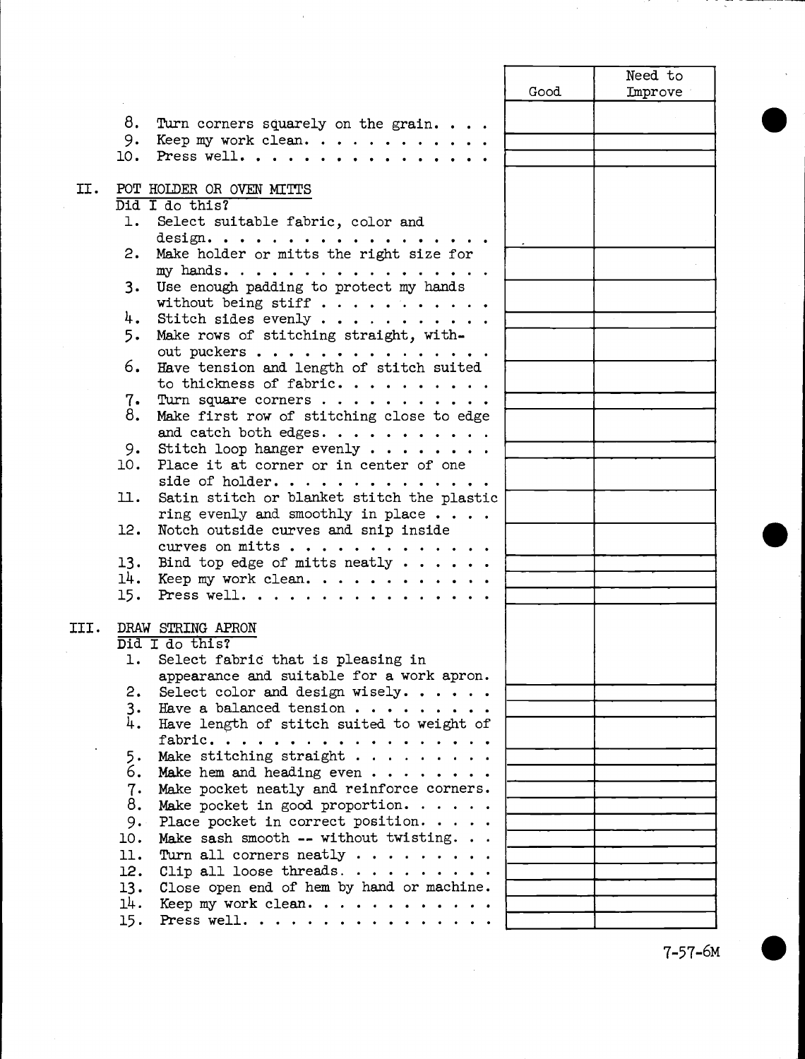| | Good | Need to Improve |
|---|---|---|
| 8. Turn corners squarely on the grain. . . . | | |
| 9. Keep my work clean. . . . . . . . . . . . | | |
| 10. Press well. . . . . . . . . . . . . . . . | | |
| **II. POT HOLDER OR OVEN MITTS** | | |
| Did I do this? | | |
| 1. Select suitable fabric, color and design. . . . . . . . . . . . . . . . . . | | |
| 2. Make holder or mitts the right size for my hands. . . . . . . . . . . . . . . . | | |
| 3. Use enough padding to protect my hands without being stiff . . . . . . . . . . . | | |
| 4. Stitch sides evenly . . . . . . . . . . . | | |
| 5. Make rows of stitching straight, without puckers . . . . . . . . . . . . . . . | | |
| 6. Have tension and length of stitch suited to thickness of fabric. . . . . . . . . . | | |
| 7. Turn square corners . . . . . . . . . . . | | |
| 8. Make first row of stitching close to edge and catch both edges. . . . . . . . . . . | | |
| 9. Stitch loop hanger evenly . . . . . . . . | | |
| 10. Place it at corner or in center of one side of holder. . . . . . . . . . . . . . | | |
| 11. Satin stitch or blanket stitch the plastic ring evenly and smoothly in place . . . . | | |
| 12. Notch outside curves and snip inside curves on mitts . . . . . . . . . . . . . | | |
| 13. Bind top edge of mitts neatly . . . . . . | | |
| 14. Keep my work clean. . . . . . . . . . . . | | |
| 15. Press well. . . . . . . . . . . . . . . . | | |
| **III. DRAW STRING APRON** | | |
| Did I do this? | | |
| 1. Select fabric that is pleasing in appearance and suitable for a work apron. | | |
| 2. Select color and design wisely. . . . . . | | |
| 3. Have a balanced tension . . . . . . . . . | | |
| 4. Have length of stitch suited to weight of fabric. . . . . . . . . . . . . . . . . . | | |
| 5. Make stitching straight . . . . . . . . . | | |
| 6. Make hem and heading even . . . . . . . . | | |
| 7. Make pocket neatly and reinforce corners. | | |
| 8. Make pocket in good proportion. . . . . . | | |
| 9. Place pocket in correct position. . . . . | | |
| 10. Make sash smooth -- without twisting. . . | | |
| 11. Turn all corners neatly . . . . . . . . . | | |
| 12. Clip all loose threads. . . . . . . . . . | | |
| 13. Close open end of hem by hand or machine. | | |
| 14. Keep my work clean. . . . . . . . . . . . | | |
| 15. Press well. . . . . . . . . . . . . . . . | | |

7-57-6M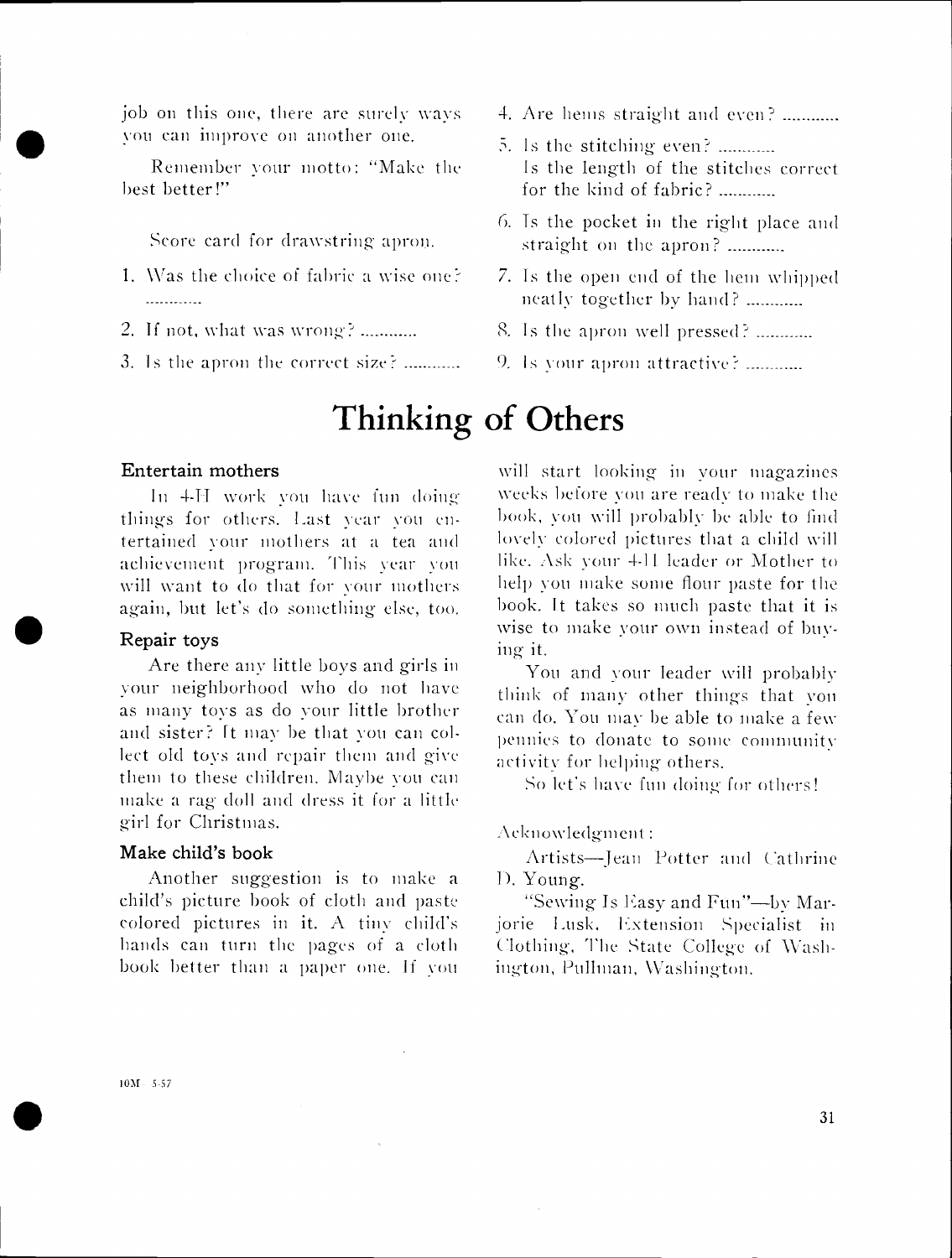job on this one, there are surely ways you can improve on another one.

Remember your motto: "Make the best better!"

Score card for drawstring apron.

1. Was the choice of fabric a wise one? ............
2. If not, what was wrong? ............
3. Is the apron the correct size? ............
4. Are hems straight and even? ............
5. Is the stitching even? ............
   Is the length of the stitches correct for the kind of fabric? ............
6. Is the pocket in the right place and straight on the apron? ............
7. Is the open end of the hem whipped neatly together by hand? ............
8. Is the apron well pressed? ............
9. Is your apron attractive? ............

# Thinking of Others

### Entertain mothers

In 4-H work you have fun doing things for others. Last year you entertained your mothers at a tea and achievement program. This year you will want to do that for your mothers again, but let's do something else, too.

### Repair toys

Are there any little boys and girls in your neighborhood who do not have as many toys as do your little brother and sister? It may be that you can collect old toys and repair them and give them to these children. Maybe you can make a rag doll and dress it for a little girl for Christmas.

### Make child's book

Another suggestion is to make a child's picture book of cloth and paste colored pictures in it. A tiny child's hands can turn the pages of a cloth book better than a paper one. If you will start looking in your magazines weeks before you are ready to make the book, you will probably be able to find lovely colored pictures that a child will like. Ask your 4-H leader or Mother to help you make some flour paste for the book. It takes so much paste that it is wise to make your own instead of buying it.

You and your leader will probably think of many other things that you can do. You may be able to make a few pennies to donate to some community activity for helping others.

So let's have fun doing for others!

Acknowledgment:

Artists—Jean Potter and Cathrine D. Young.

"Sewing Is Easy and Fun"—by Marjorie Lusk, Extension Specialist in Clothing, The State College of Washington, Pullman, Washington.

10M 5-57